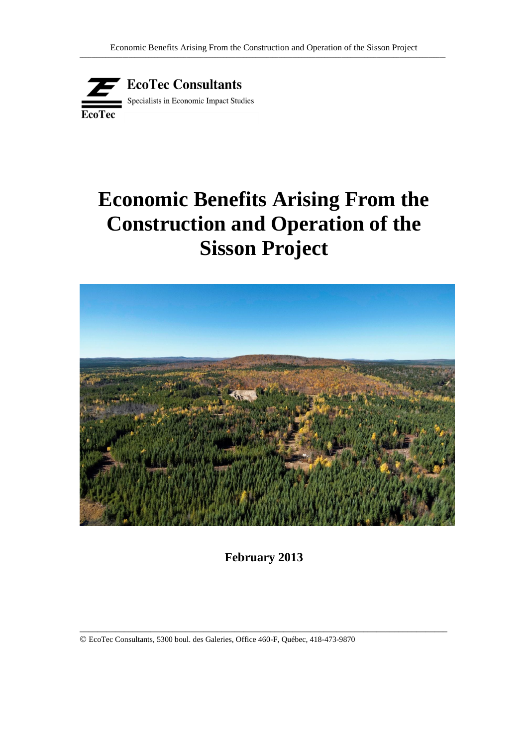**EcoTec Consultants**

Specialists in Economic Impact Studies

EcoTec

# Economic Benefits Arising From the Construction and Operation of the Sisson Project

**February 2013**

© EcoTec Consultants, 5300 boul. des Galeries, Office 460-F, Québec, 418-473-9870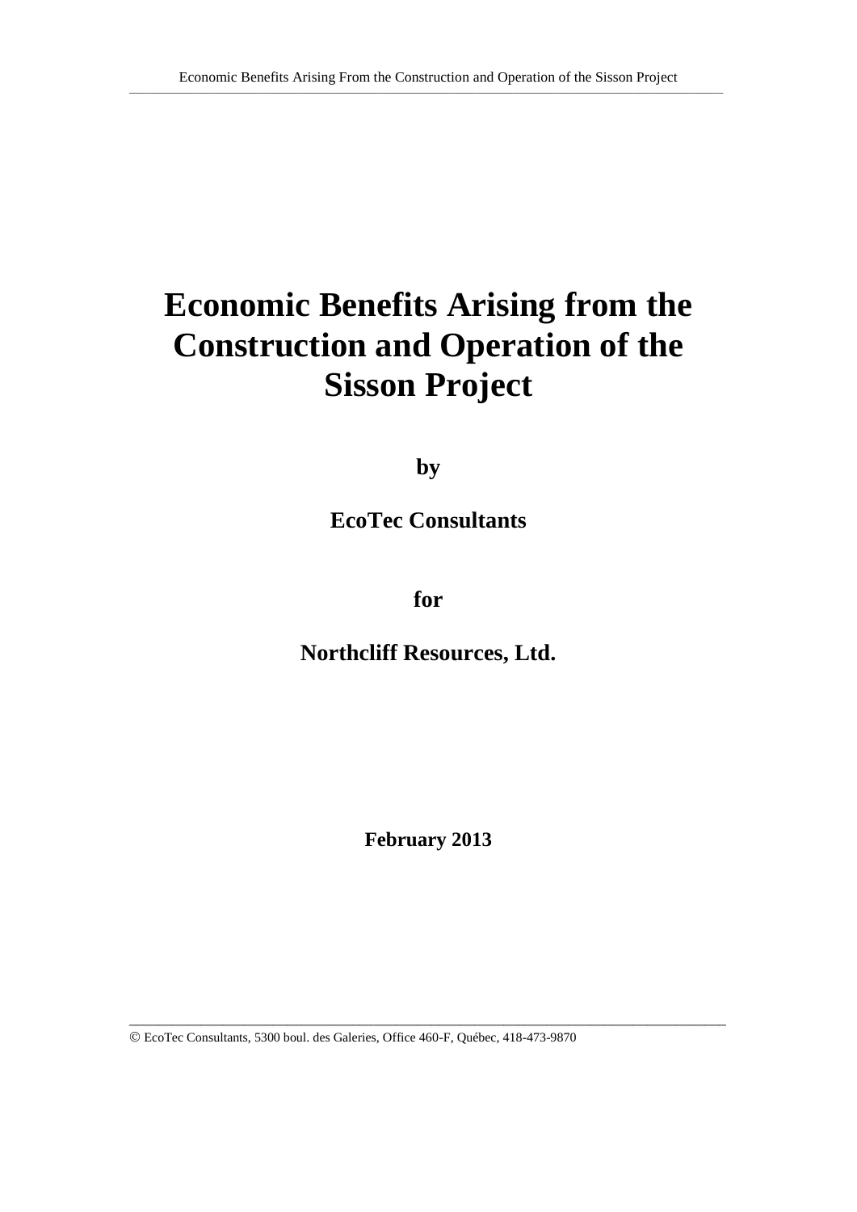# Economic Benefits Arising from the Construction and Operation of the Sisson Project

**by**

**EcoTec Consultants**

**for**

**Northcliff Resources, Ltd.**

**February 2013**

© EcoTec Consultants, 5300 boul. des Galeries, Office 460-F, Québec, 418-473-9870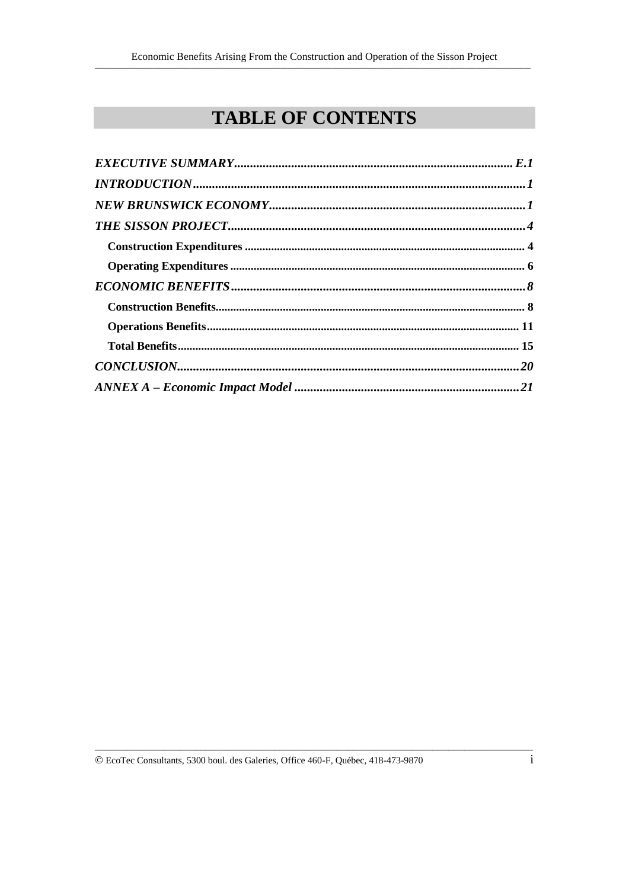# TABLE OF CONTENTS

***EXECUTIVE SUMMARY*** ....................................................................................... ***E.1***

***INTRODUCTION*** .......................................................................................................... ***1***

***NEW BRUNSWICK ECONOMY*** .................................................................................. ***1***

***THE SISSON PROJECT*** ............................................................................................... ***4***

- **Construction Expenditures** ............................................................................................... **4**
- **Operating Expenditures** .................................................................................................... **6**

***ECONOMIC BENEFITS*** ............................................................................................... ***8***

- **Construction Benefits** ......................................................................................................... **8**
- **Operations Benefits** ........................................................................................................... **11**
- **Total Benefits** .................................................................................................................... **15**

***CONCLUSION*** ............................................................................................................. ***20***

***ANNEX A – Economic Impact Model*** ........................................................................ ***21***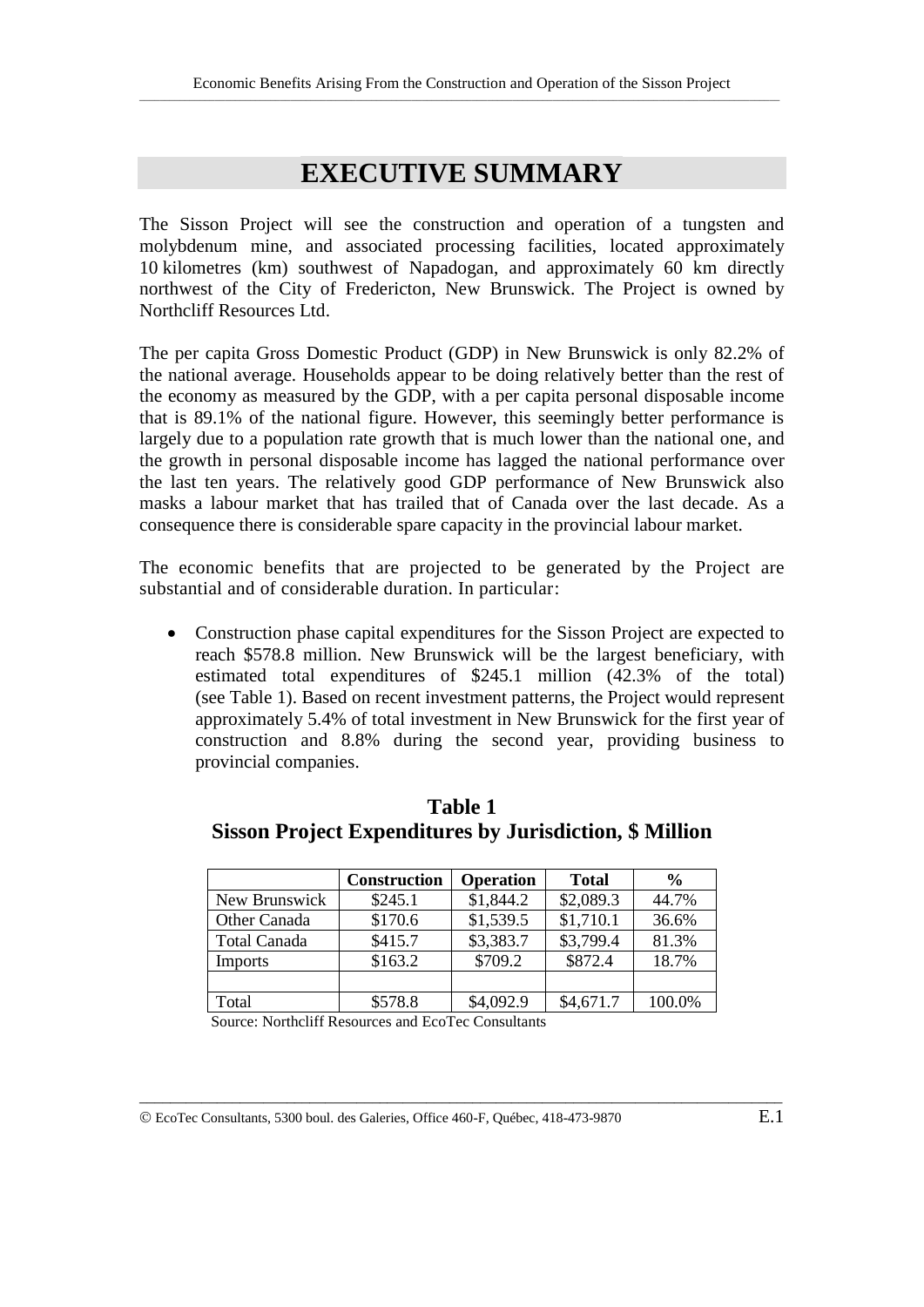# EXECUTIVE SUMMARY

The Sisson Project will see the construction and operation of a tungsten and molybdenum mine, and associated processing facilities, located approximately 10 kilometres (km) southwest of Napadogan, and approximately 60 km directly northwest of the City of Fredericton, New Brunswick. The Project is owned by Northcliff Resources Ltd.

The per capita Gross Domestic Product (GDP) in New Brunswick is only 82.2% of the national average. Households appear to be doing relatively better than the rest of the economy as measured by the GDP, with a per capita personal disposable income that is 89.1% of the national figure. However, this seemingly better performance is largely due to a population rate growth that is much lower than the national one, and the growth in personal disposable income has lagged the national performance over the last ten years. The relatively good GDP performance of New Brunswick also masks a labour market that has trailed that of Canada over the last decade. As a consequence there is considerable spare capacity in the provincial labour market.

The economic benefits that are projected to be generated by the Project are substantial and of considerable duration. In particular:

- Construction phase capital expenditures for the Sisson Project are expected to reach \$578.8 million. New Brunswick will be the largest beneficiary, with estimated total expenditures of \$245.1 million (42.3% of the total) (see Table 1). Based on recent investment patterns, the Project would represent approximately 5.4% of total investment in New Brunswick for the first year of construction and 8.8% during the second year, providing business to provincial companies.

**Table 1**
**Sisson Project Expenditures by Jurisdiction, \$ Million**

| | Construction | Operation | Total | % |
|---|---|---|---|---|
| New Brunswick | \$245.1 | \$1,844.2 | \$2,089.3 | 44.7% |
| Other Canada | \$170.6 | \$1,539.5 | \$1,710.1 | 36.6% |
| Total Canada | \$415.7 | \$3,383.7 | \$3,799.4 | 81.3% |
| Imports | \$163.2 | \$709.2 | \$872.4 | 18.7% |
| | | | | |
| Total | \$578.8 | \$4,092.9 | \$4,671.7 | 100.0% |

Source: Northcliff Resources and EcoTec Consultants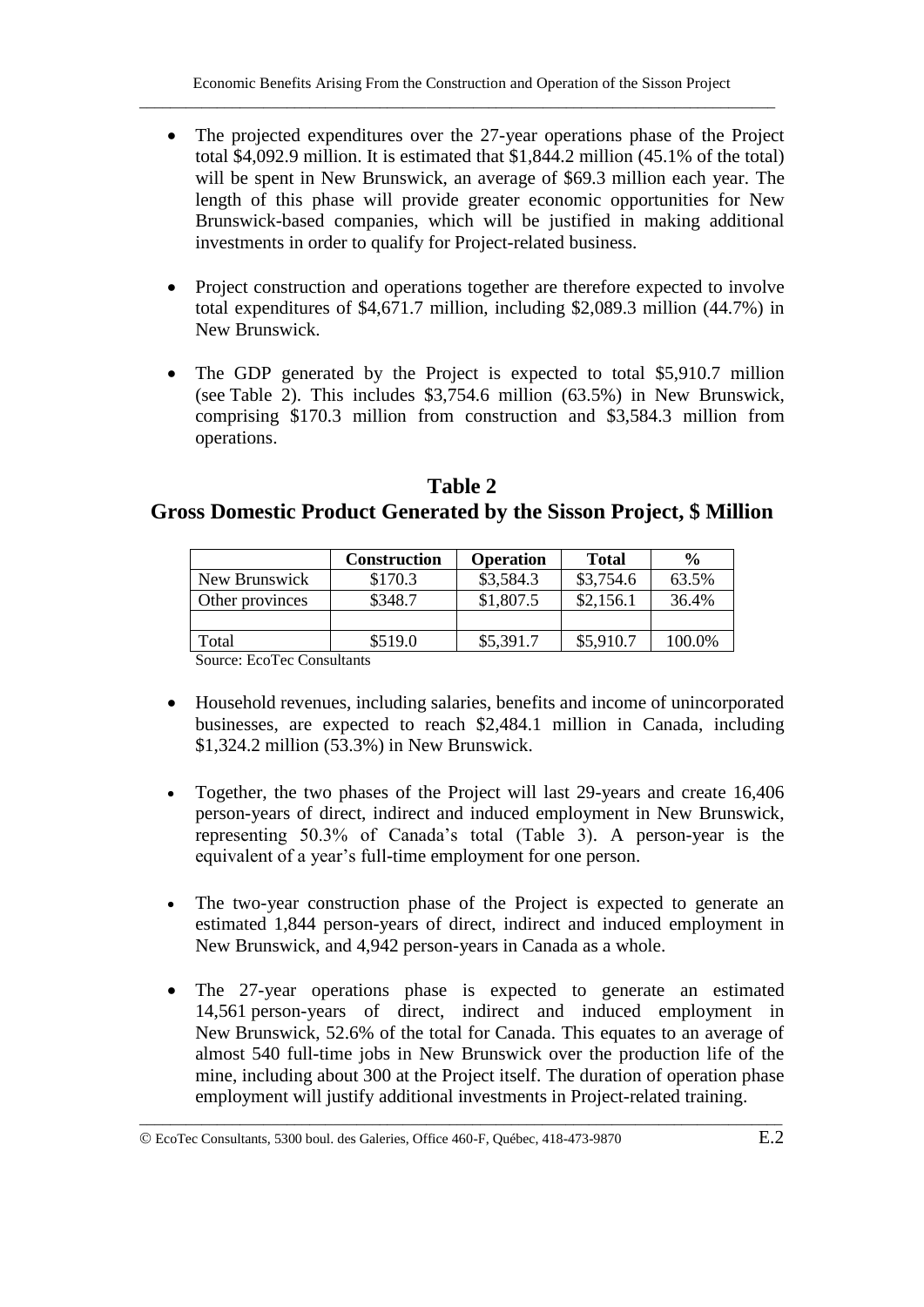- The projected expenditures over the 27-year operations phase of the Project total $4,092.9 million. It is estimated that $1,844.2 million (45.1% of the total) will be spent in New Brunswick, an average of $69.3 million each year. The length of this phase will provide greater economic opportunities for New Brunswick-based companies, which will be justified in making additional investments in order to qualify for Project-related business.

- Project construction and operations together are therefore expected to involve total expenditures of $4,671.7 million, including $2,089.3 million (44.7%) in New Brunswick.

- The GDP generated by the Project is expected to total $5,910.7 million (see Table 2). This includes $3,754.6 million (63.5%) in New Brunswick, comprising $170.3 million from construction and $3,584.3 million from operations.

**Table 2**
**Gross Domestic Product Generated by the Sisson Project, $ Million**

| | Construction | Operation | Total | % |
|---|---|---|---|---|
| New Brunswick | $170.3 | $3,584.3 | $3,754.6 | 63.5% |
| Other provinces | $348.7 | $1,807.5 | $2,156.1 | 36.4% |
| | | | | |
| Total | $519.0 | $5,391.7 | $5,910.7 | 100.0% |

Source: EcoTec Consultants

- Household revenues, including salaries, benefits and income of unincorporated businesses, are expected to reach $2,484.1 million in Canada, including $1,324.2 million (53.3%) in New Brunswick.

- Together, the two phases of the Project will last 29-years and create 16,406 person-years of direct, indirect and induced employment in New Brunswick, representing 50.3% of Canada's total (Table 3). A person-year is the equivalent of a year's full-time employment for one person.

- The two-year construction phase of the Project is expected to generate an estimated 1,844 person-years of direct, indirect and induced employment in New Brunswick, and 4,942 person-years in Canada as a whole.

- The 27-year operations phase is expected to generate an estimated 14,561 person-years of direct, indirect and induced employment in New Brunswick, 52.6% of the total for Canada. This equates to an average of almost 540 full-time jobs in New Brunswick over the production life of the mine, including about 300 at the Project itself. The duration of operation phase employment will justify additional investments in Project-related training.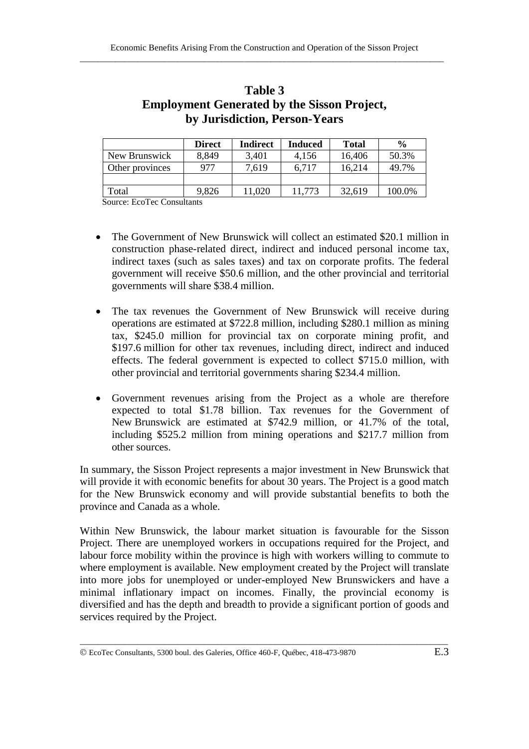**Table 3**
**Employment Generated by the Sisson Project, by Jurisdiction, Person-Years**

| | Direct | Indirect | Induced | Total | % |
|---|---|---|---|---|---|
| New Brunswick | 8,849 | 3,401 | 4,156 | 16,406 | 50.3% |
| Other provinces | 977 | 7,619 | 6,717 | 16,214 | 49.7% |
| | | | | | |
| Total | 9,826 | 11,020 | 11,773 | 32,619 | 100.0% |

Source: EcoTec Consultants

- The Government of New Brunswick will collect an estimated $20.1 million in construction phase-related direct, indirect and induced personal income tax, indirect taxes (such as sales taxes) and tax on corporate profits. The federal government will receive $50.6 million, and the other provincial and territorial governments will share $38.4 million.

- The tax revenues the Government of New Brunswick will receive during operations are estimated at $722.8 million, including $280.1 million as mining tax, $245.0 million for provincial tax on corporate mining profit, and $197.6 million for other tax revenues, including direct, indirect and induced effects. The federal government is expected to collect $715.0 million, with other provincial and territorial governments sharing $234.4 million.

- Government revenues arising from the Project as a whole are therefore expected to total $1.78 billion. Tax revenues for the Government of New Brunswick are estimated at $742.9 million, or 41.7% of the total, including $525.2 million from mining operations and $217.7 million from other sources.

In summary, the Sisson Project represents a major investment in New Brunswick that will provide it with economic benefits for about 30 years. The Project is a good match for the New Brunswick economy and will provide substantial benefits to both the province and Canada as a whole.

Within New Brunswick, the labour market situation is favourable for the Sisson Project. There are unemployed workers in occupations required for the Project, and labour force mobility within the province is high with workers willing to commute to where employment is available. New employment created by the Project will translate into more jobs for unemployed or under-employed New Brunswickers and have a minimal inflationary impact on incomes. Finally, the provincial economy is diversified and has the depth and breadth to provide a significant portion of goods and services required by the Project.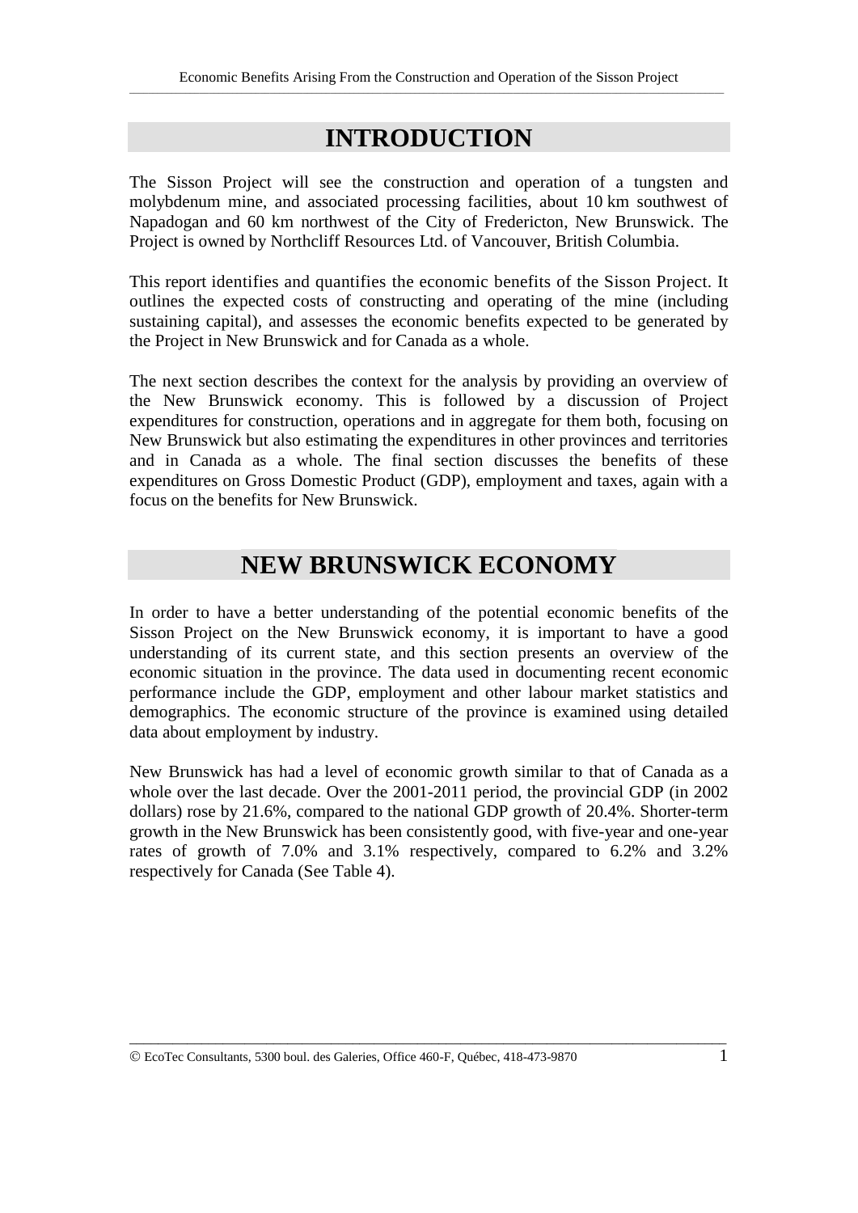# INTRODUCTION

The Sisson Project will see the construction and operation of a tungsten and molybdenum mine, and associated processing facilities, about 10 km southwest of Napadogan and 60 km northwest of the City of Fredericton, New Brunswick. The Project is owned by Northcliff Resources Ltd. of Vancouver, British Columbia.

This report identifies and quantifies the economic benefits of the Sisson Project. It outlines the expected costs of constructing and operating of the mine (including sustaining capital), and assesses the economic benefits expected to be generated by the Project in New Brunswick and for Canada as a whole.

The next section describes the context for the analysis by providing an overview of the New Brunswick economy. This is followed by a discussion of Project expenditures for construction, operations and in aggregate for them both, focusing on New Brunswick but also estimating the expenditures in other provinces and territories and in Canada as a whole. The final section discusses the benefits of these expenditures on Gross Domestic Product (GDP), employment and taxes, again with a focus on the benefits for New Brunswick.

# NEW BRUNSWICK ECONOMY

In order to have a better understanding of the potential economic benefits of the Sisson Project on the New Brunswick economy, it is important to have a good understanding of its current state, and this section presents an overview of the economic situation in the province. The data used in documenting recent economic performance include the GDP, employment and other labour market statistics and demographics. The economic structure of the province is examined using detailed data about employment by industry.

New Brunswick has had a level of economic growth similar to that of Canada as a whole over the last decade. Over the 2001-2011 period, the provincial GDP (in 2002 dollars) rose by 21.6%, compared to the national GDP growth of 20.4%. Shorter-term growth in the New Brunswick has been consistently good, with five-year and one-year rates of growth of 7.0% and 3.1% respectively, compared to 6.2% and 3.2% respectively for Canada (See Table 4).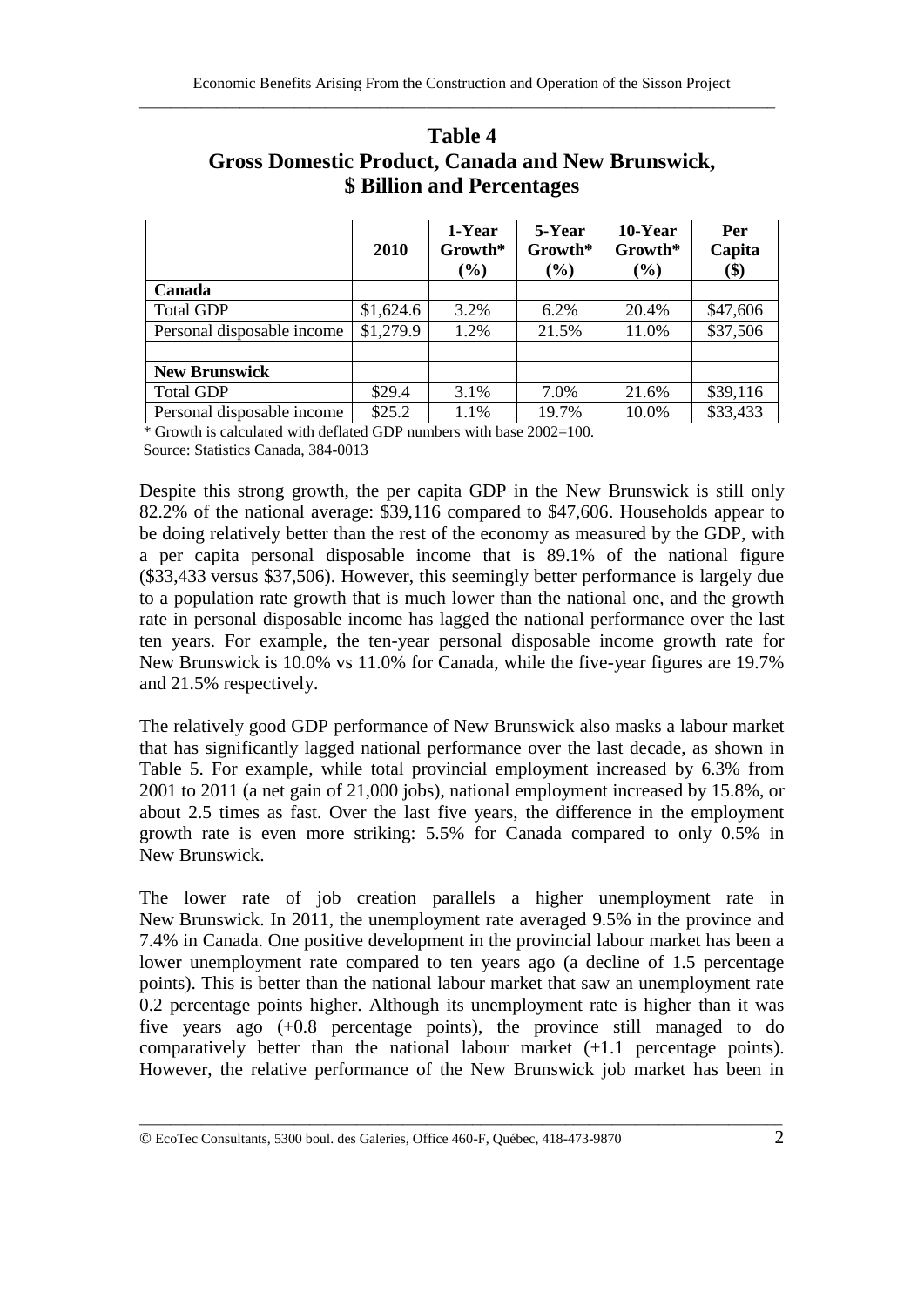## Table 4
## Gross Domestic Product, Canada and New Brunswick, $ Billion and Percentages

| | 2010 | 1-Year Growth* (%) | 5-Year Growth* (%) | 10-Year Growth* (%) | Per Capita ($) |
|---|---|---|---|---|---|
| **Canada** | | | | | |
| Total GDP | $1,624.6 | 3.2% | 6.2% | 20.4% | $47,606 |
| Personal disposable income | $1,279.9 | 1.2% | 21.5% | 11.0% | $37,506 |
| | | | | | |
| **New Brunswick** | | | | | |
| Total GDP | $29.4 | 3.1% | 7.0% | 21.6% | $39,116 |
| Personal disposable income | $25.2 | 1.1% | 19.7% | 10.0% | $33,433 |

* Growth is calculated with deflated GDP numbers with base 2002=100.
Source: Statistics Canada, 384-0013

Despite this strong growth, the per capita GDP in the New Brunswick is still only 82.2% of the national average: $39,116 compared to $47,606. Households appear to be doing relatively better than the rest of the economy as measured by the GDP, with a per capita personal disposable income that is 89.1% of the national figure ($33,433 versus $37,506). However, this seemingly better performance is largely due to a population rate growth that is much lower than the national one, and the growth rate in personal disposable income has lagged the national performance over the last ten years. For example, the ten-year personal disposable income growth rate for New Brunswick is 10.0% vs 11.0% for Canada, while the five-year figures are 19.7% and 21.5% respectively.

The relatively good GDP performance of New Brunswick also masks a labour market that has significantly lagged national performance over the last decade, as shown in Table 5. For example, while total provincial employment increased by 6.3% from 2001 to 2011 (a net gain of 21,000 jobs), national employment increased by 15.8%, or about 2.5 times as fast. Over the last five years, the difference in the employment growth rate is even more striking: 5.5% for Canada compared to only 0.5% in New Brunswick.

The lower rate of job creation parallels a higher unemployment rate in New Brunswick. In 2011, the unemployment rate averaged 9.5% in the province and 7.4% in Canada. One positive development in the provincial labour market has been a lower unemployment rate compared to ten years ago (a decline of 1.5 percentage points). This is better than the national labour market that saw an unemployment rate 0.2 percentage points higher. Although its unemployment rate is higher than it was five years ago (+0.8 percentage points), the province still managed to do comparatively better than the national labour market (+1.1 percentage points). However, the relative performance of the New Brunswick job market has been in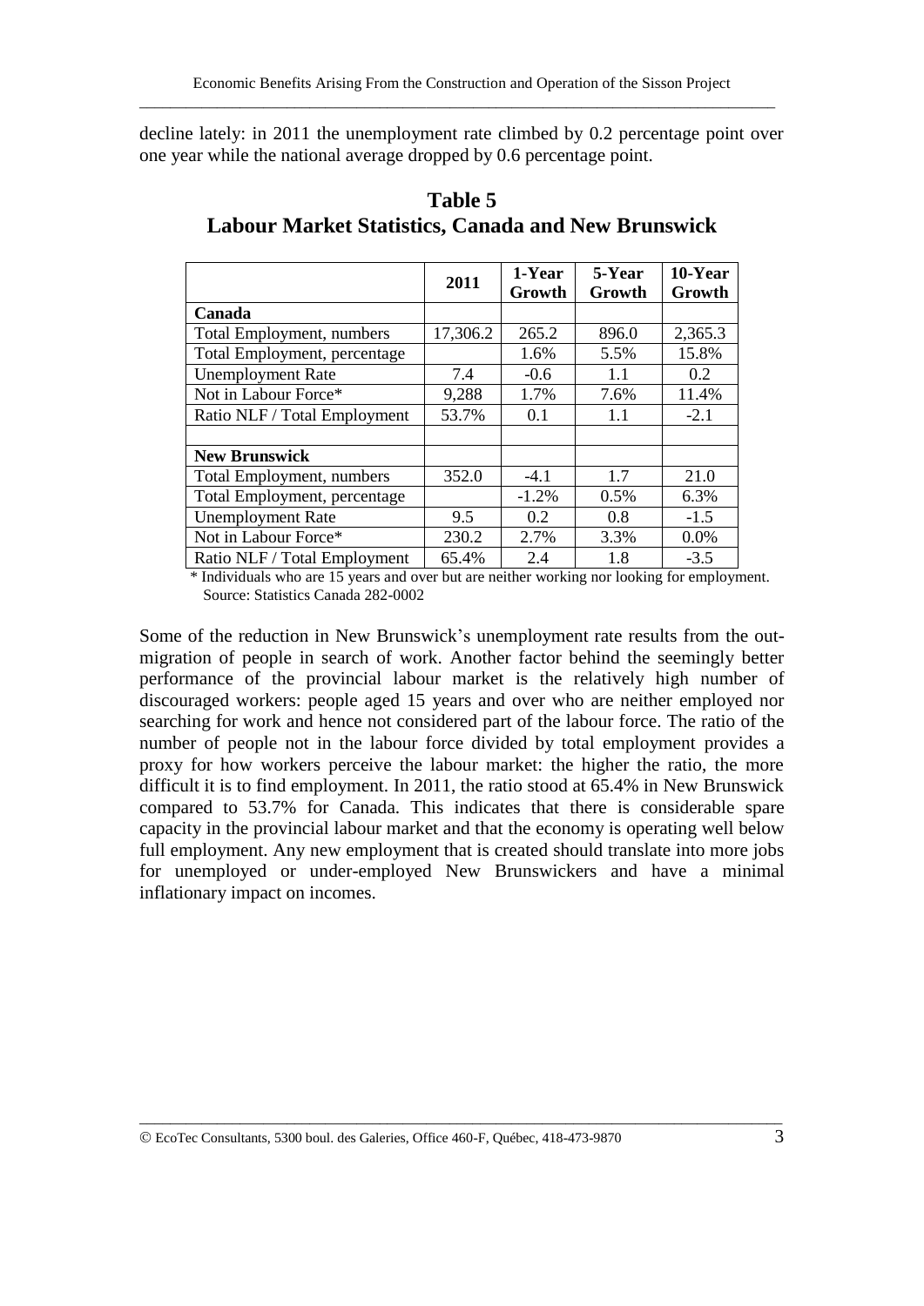decline lately: in 2011 the unemployment rate climbed by 0.2 percentage point over one year while the national average dropped by 0.6 percentage point.

**Table 5**
**Labour Market Statistics, Canada and New Brunswick**

| | 2011 | 1-Year Growth | 5-Year Growth | 10-Year Growth |
|---|---|---|---|---|
| **Canada** | | | | |
| Total Employment, numbers | 17,306.2 | 265.2 | 896.0 | 2,365.3 |
| Total Employment, percentage | | 1.6% | 5.5% | 15.8% |
| Unemployment Rate | 7.4 | -0.6 | 1.1 | 0.2 |
| Not in Labour Force* | 9,288 | 1.7% | 7.6% | 11.4% |
| Ratio NLF / Total Employment | 53.7% | 0.1 | 1.1 | -2.1 |
| | | | | |
| **New Brunswick** | | | | |
| Total Employment, numbers | 352.0 | -4.1 | 1.7 | 21.0 |
| Total Employment, percentage | | -1.2% | 0.5% | 6.3% |
| Unemployment Rate | 9.5 | 0.2 | 0.8 | -1.5 |
| Not in Labour Force* | 230.2 | 2.7% | 3.3% | 0.0% |
| Ratio NLF / Total Employment | 65.4% | 2.4 | 1.8 | -3.5 |

\* Individuals who are 15 years and over but are neither working nor looking for employment.
Source: Statistics Canada 282-0002

Some of the reduction in New Brunswick's unemployment rate results from the out-migration of people in search of work. Another factor behind the seemingly better performance of the provincial labour market is the relatively high number of discouraged workers: people aged 15 years and over who are neither employed nor searching for work and hence not considered part of the labour force. The ratio of the number of people not in the labour force divided by total employment provides a proxy for how workers perceive the labour market: the higher the ratio, the more difficult it is to find employment. In 2011, the ratio stood at 65.4% in New Brunswick compared to 53.7% for Canada. This indicates that there is considerable spare capacity in the provincial labour market and that the economy is operating well below full employment. Any new employment that is created should translate into more jobs for unemployed or under-employed New Brunswickers and have a minimal inflationary impact on incomes.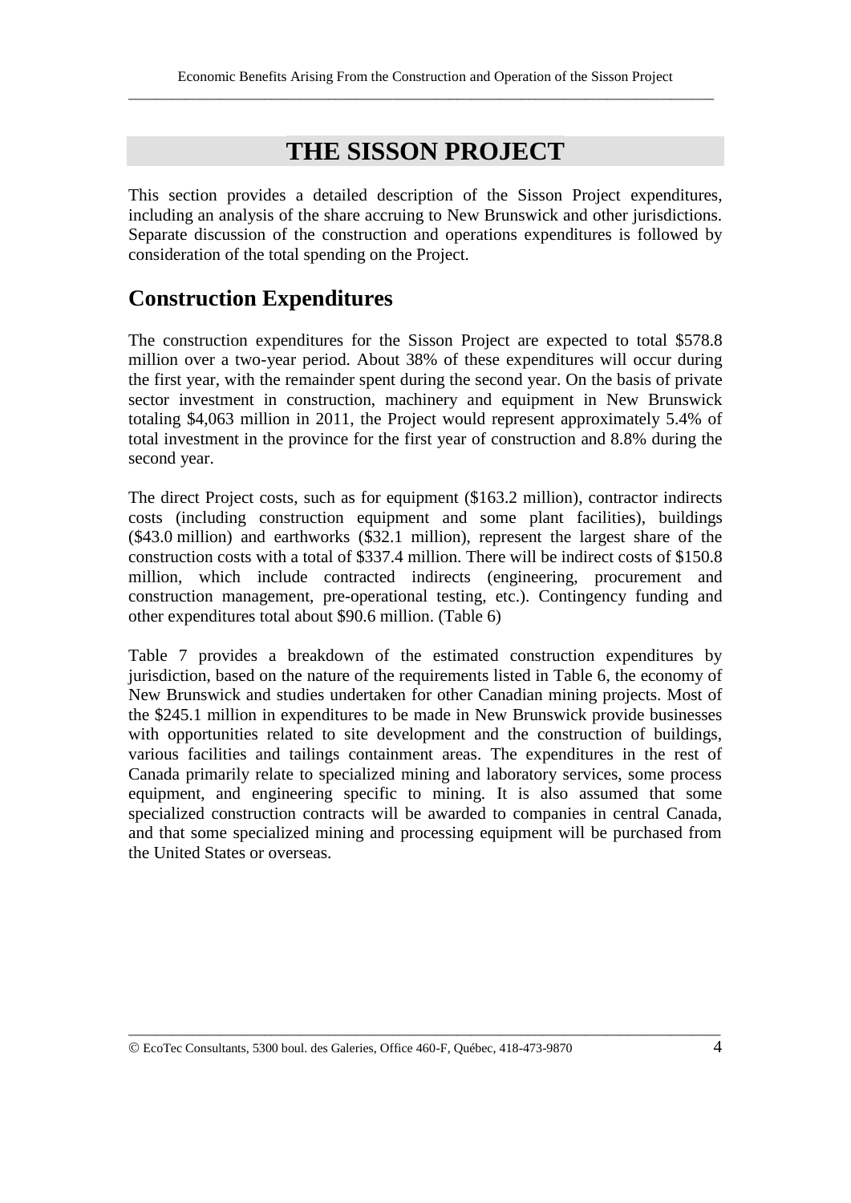# THE SISSON PROJECT

This section provides a detailed description of the Sisson Project expenditures, including an analysis of the share accruing to New Brunswick and other jurisdictions. Separate discussion of the construction and operations expenditures is followed by consideration of the total spending on the Project.

## Construction Expenditures

The construction expenditures for the Sisson Project are expected to total $578.8 million over a two-year period. About 38% of these expenditures will occur during the first year, with the remainder spent during the second year. On the basis of private sector investment in construction, machinery and equipment in New Brunswick totaling $4,063 million in 2011, the Project would represent approximately 5.4% of total investment in the province for the first year of construction and 8.8% during the second year.

The direct Project costs, such as for equipment ($163.2 million), contractor indirects costs (including construction equipment and some plant facilities), buildings ($43.0 million) and earthworks ($32.1 million), represent the largest share of the construction costs with a total of $337.4 million. There will be indirect costs of $150.8 million, which include contracted indirects (engineering, procurement and construction management, pre-operational testing, etc.). Contingency funding and other expenditures total about $90.6 million. (Table 6)

Table 7 provides a breakdown of the estimated construction expenditures by jurisdiction, based on the nature of the requirements listed in Table 6, the economy of New Brunswick and studies undertaken for other Canadian mining projects. Most of the $245.1 million in expenditures to be made in New Brunswick provide businesses with opportunities related to site development and the construction of buildings, various facilities and tailings containment areas. The expenditures in the rest of Canada primarily relate to specialized mining and laboratory services, some process equipment, and engineering specific to mining. It is also assumed that some specialized construction contracts will be awarded to companies in central Canada, and that some specialized mining and processing equipment will be purchased from the United States or overseas.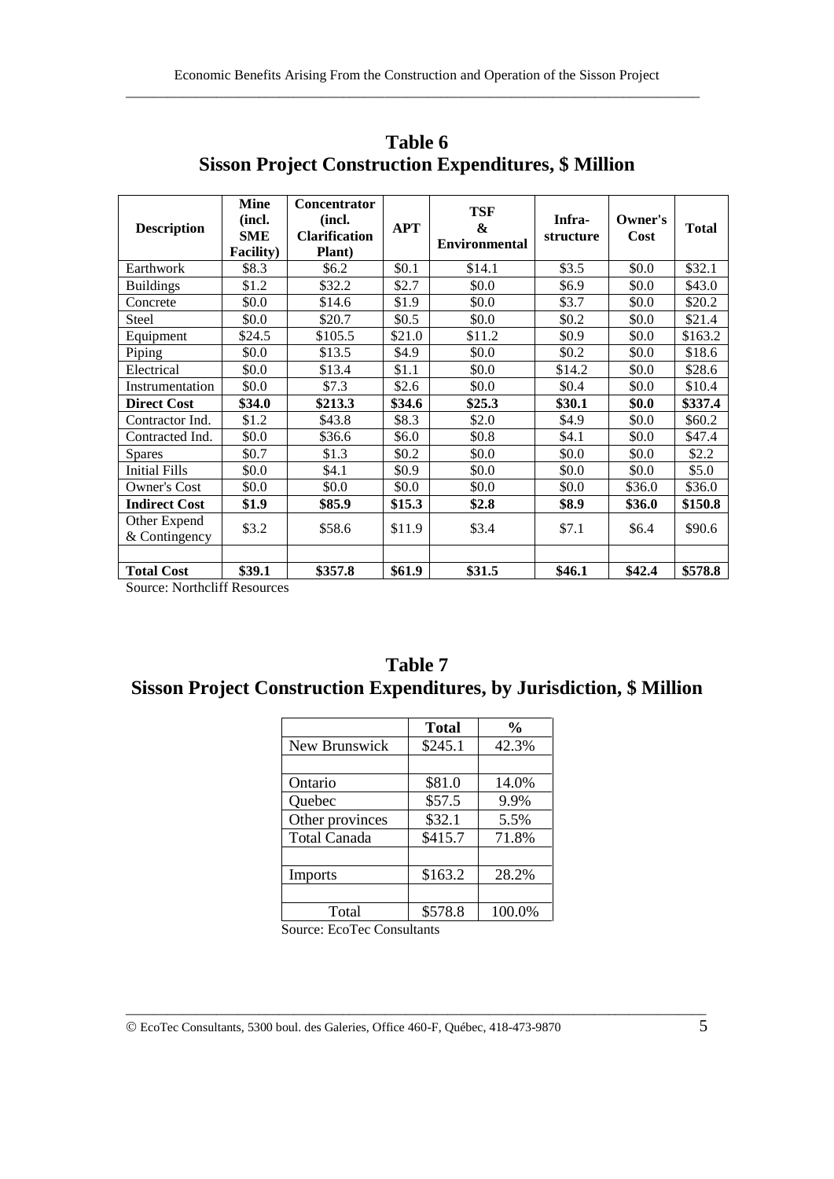## Table 6
## Sisson Project Construction Expenditures, $ Million

| Description | Mine (incl. SME Facility) | Concentrator (incl. Clarification Plant) | APT | TSF & Environmental | Infra-structure | Owner's Cost | Total |
|---|---|---|---|---|---|---|---|
| Earthwork | $8.3 | $6.2 | $0.1 | $14.1 | $3.5 | $0.0 | $32.1 |
| Buildings | $1.2 | $32.2 | $2.7 | $0.0 | $6.9 | $0.0 | $43.0 |
| Concrete | $0.0 | $14.6 | $1.9 | $0.0 | $3.7 | $0.0 | $20.2 |
| Steel | $0.0 | $20.7 | $0.5 | $0.0 | $0.2 | $0.0 | $21.4 |
| Equipment | $24.5 | $105.5 | $21.0 | $11.2 | $0.9 | $0.0 | $163.2 |
| Piping | $0.0 | $13.5 | $4.9 | $0.0 | $0.2 | $0.0 | $18.6 |
| Electrical | $0.0 | $13.4 | $1.1 | $0.0 | $14.2 | $0.0 | $28.6 |
| Instrumentation | $0.0 | $7.3 | $2.6 | $0.0 | $0.4 | $0.0 | $10.4 |
| **Direct Cost** | **$34.0** | **$213.3** | **$34.6** | **$25.3** | **$30.1** | **$0.0** | **$337.4** |
| Contractor Ind. | $1.2 | $43.8 | $8.3 | $2.0 | $4.9 | $0.0 | $60.2 |
| Contracted Ind. | $0.0 | $36.6 | $6.0 | $0.8 | $4.1 | $0.0 | $47.4 |
| Spares | $0.7 | $1.3 | $0.2 | $0.0 | $0.0 | $0.0 | $2.2 |
| Initial Fills | $0.0 | $4.1 | $0.9 | $0.0 | $0.0 | $0.0 | $5.0 |
| Owner's Cost | $0.0 | $0.0 | $0.0 | $0.0 | $0.0 | $36.0 | $36.0 |
| **Indirect Cost** | **$1.9** | **$85.9** | **$15.3** | **$2.8** | **$8.9** | **$36.0** | **$150.8** |
| Other Expend & Contingency | $3.2 | $58.6 | $11.9 | $3.4 | $7.1 | $6.4 | $90.6 |
| | | | | | | | |
| **Total Cost** | **$39.1** | **$357.8** | **$61.9** | **$31.5** | **$46.1** | **$42.4** | **$578.8** |

Source: Northcliff Resources

## Table 7
## Sisson Project Construction Expenditures, by Jurisdiction, $ Million

| | Total | % |
|---|---|---|
| New Brunswick | $245.1 | 42.3% |
| | | |
| Ontario | $81.0 | 14.0% |
| Quebec | $57.5 | 9.9% |
| Other provinces | $32.1 | 5.5% |
| Total Canada | $415.7 | 71.8% |
| | | |
| Imports | $163.2 | 28.2% |
| | | |
| Total | $578.8 | 100.0% |

Source: EcoTec Consultants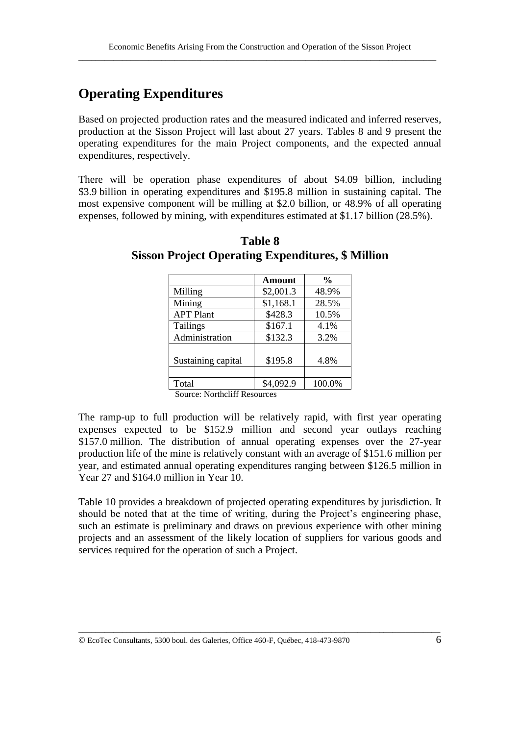## Operating Expenditures

Based on projected production rates and the measured indicated and inferred reserves, production at the Sisson Project will last about 27 years. Tables 8 and 9 present the operating expenditures for the main Project components, and the expected annual expenditures, respectively.

There will be operation phase expenditures of about \$4.09 billion, including \$3.9 billion in operating expenditures and \$195.8 million in sustaining capital. The most expensive component will be milling at \$2.0 billion, or 48.9% of all operating expenses, followed by mining, with expenditures estimated at \$1.17 billion (28.5%).

**Table 8**
**Sisson Project Operating Expenditures, \$ Million**

| | Amount | % |
|---|---|---|
| Milling | \$2,001.3 | 48.9% |
| Mining | \$1,168.1 | 28.5% |
| APT Plant | \$428.3 | 10.5% |
| Tailings | \$167.1 | 4.1% |
| Administration | \$132.3 | 3.2% |
| | | |
| Sustaining capital | \$195.8 | 4.8% |
| | | |
| Total | \$4,092.9 | 100.0% |

Source: Northcliff Resources

The ramp-up to full production will be relatively rapid, with first year operating expenses expected to be \$152.9 million and second year outlays reaching \$157.0 million. The distribution of annual operating expenses over the 27-year production life of the mine is relatively constant with an average of \$151.6 million per year, and estimated annual operating expenditures ranging between \$126.5 million in Year 27 and \$164.0 million in Year 10.

Table 10 provides a breakdown of projected operating expenditures by jurisdiction. It should be noted that at the time of writing, during the Project's engineering phase, such an estimate is preliminary and draws on previous experience with other mining projects and an assessment of the likely location of suppliers for various goods and services required for the operation of such a Project.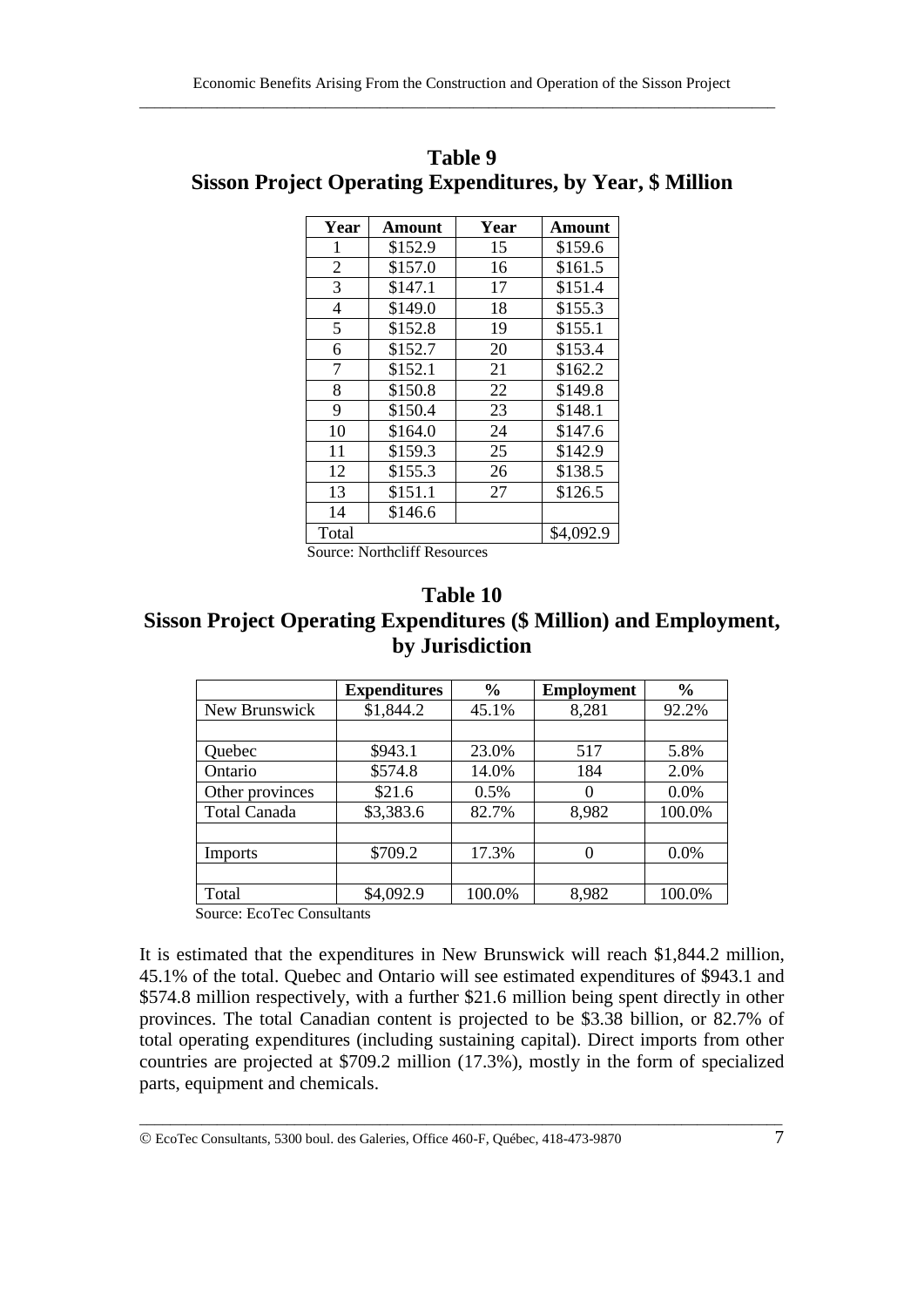## Table 9
## Sisson Project Operating Expenditures, by Year, $ Million

| Year | Amount | Year | Amount |
|---|---|---|---|
| 1 | $152.9 | 15 | $159.6 |
| 2 | $157.0 | 16 | $161.5 |
| 3 | $147.1 | 17 | $151.4 |
| 4 | $149.0 | 18 | $155.3 |
| 5 | $152.8 | 19 | $155.1 |
| 6 | $152.7 | 20 | $153.4 |
| 7 | $152.1 | 21 | $162.2 |
| 8 | $150.8 | 22 | $149.8 |
| 9 | $150.4 | 23 | $148.1 |
| 10 | $164.0 | 24 | $147.6 |
| 11 | $159.3 | 25 | $142.9 |
| 12 | $155.3 | 26 | $138.5 |
| 13 | $151.1 | 27 | $126.5 |
| 14 | $146.6 | | |
| Total | | | $4,092.9 |

Source: Northcliff Resources

## Table 10
## Sisson Project Operating Expenditures ($ Million) and Employment, by Jurisdiction

| | Expenditures | % | Employment | % |
|---|---|---|---|---|
| New Brunswick | $1,844.2 | 45.1% | 8,281 | 92.2% |
| | | | | |
| Quebec | $943.1 | 23.0% | 517 | 5.8% |
| Ontario | $574.8 | 14.0% | 184 | 2.0% |
| Other provinces | $21.6 | 0.5% | 0 | 0.0% |
| Total Canada | $3,383.6 | 82.7% | 8,982 | 100.0% |
| | | | | |
| Imports | $709.2 | 17.3% | 0 | 0.0% |
| | | | | |
| Total | $4,092.9 | 100.0% | 8,982 | 100.0% |

Source: EcoTec Consultants

It is estimated that the expenditures in New Brunswick will reach $1,844.2 million, 45.1% of the total. Quebec and Ontario will see estimated expenditures of $943.1 and $574.8 million respectively, with a further $21.6 million being spent directly in other provinces. The total Canadian content is projected to be $3.38 billion, or 82.7% of total operating expenditures (including sustaining capital). Direct imports from other countries are projected at $709.2 million (17.3%), mostly in the form of specialized parts, equipment and chemicals.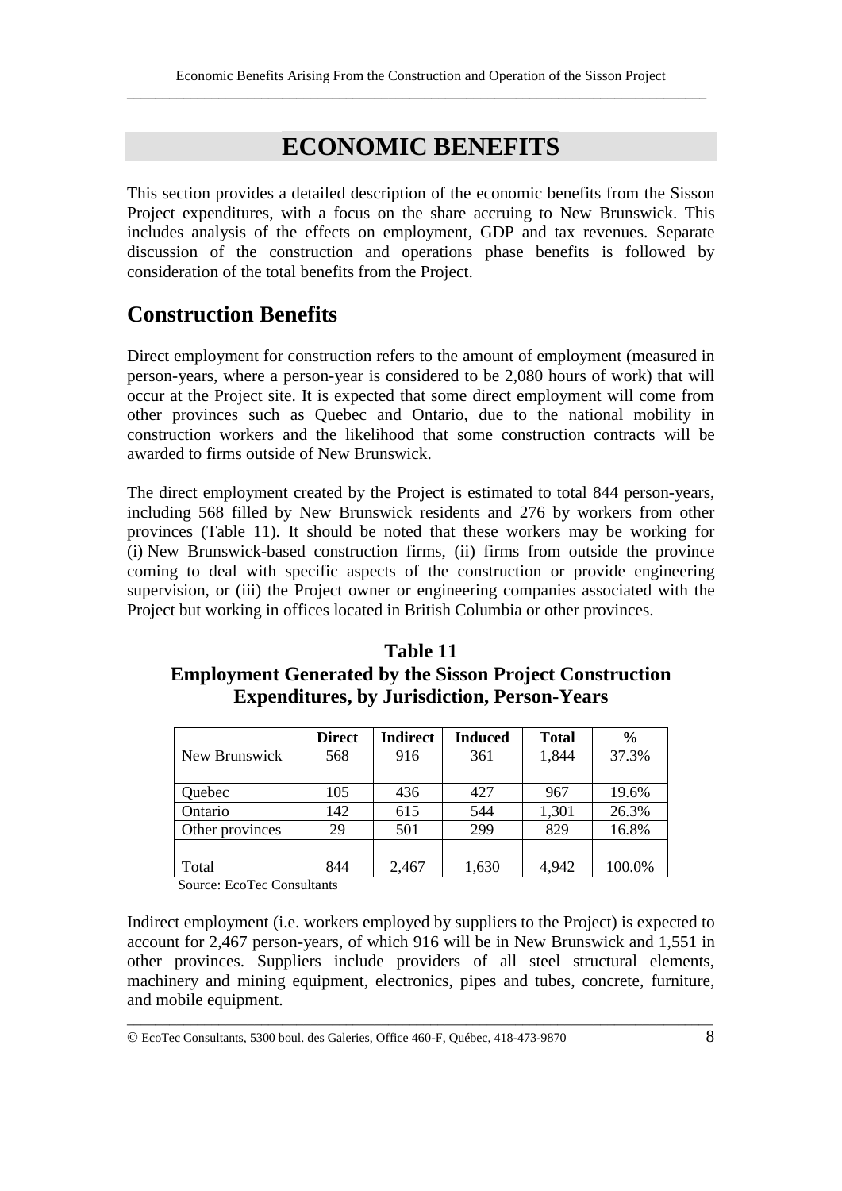# ECONOMIC BENEFITS

This section provides a detailed description of the economic benefits from the Sisson Project expenditures, with a focus on the share accruing to New Brunswick. This includes analysis of the effects on employment, GDP and tax revenues. Separate discussion of the construction and operations phase benefits is followed by consideration of the total benefits from the Project.

## Construction Benefits

Direct employment for construction refers to the amount of employment (measured in person-years, where a person-year is considered to be 2,080 hours of work) that will occur at the Project site. It is expected that some direct employment will come from other provinces such as Quebec and Ontario, due to the national mobility in construction workers and the likelihood that some construction contracts will be awarded to firms outside of New Brunswick.

The direct employment created by the Project is estimated to total 844 person-years, including 568 filled by New Brunswick residents and 276 by workers from other provinces (Table 11). It should be noted that these workers may be working for (i) New Brunswick-based construction firms, (ii) firms from outside the province coming to deal with specific aspects of the construction or provide engineering supervision, or (iii) the Project owner or engineering companies associated with the Project but working in offices located in British Columbia or other provinces.

**Table 11**
**Employment Generated by the Sisson Project Construction Expenditures, by Jurisdiction, Person-Years**

| | Direct | Indirect | Induced | Total | % |
|---|---|---|---|---|---|
| New Brunswick | 568 | 916 | 361 | 1,844 | 37.3% |
| | | | | | |
| Quebec | 105 | 436 | 427 | 967 | 19.6% |
| Ontario | 142 | 615 | 544 | 1,301 | 26.3% |
| Other provinces | 29 | 501 | 299 | 829 | 16.8% |
| | | | | | |
| Total | 844 | 2,467 | 1,630 | 4,942 | 100.0% |

Source: EcoTec Consultants

Indirect employment (i.e. workers employed by suppliers to the Project) is expected to account for 2,467 person-years, of which 916 will be in New Brunswick and 1,551 in other provinces. Suppliers include providers of all steel structural elements, machinery and mining equipment, electronics, pipes and tubes, concrete, furniture, and mobile equipment.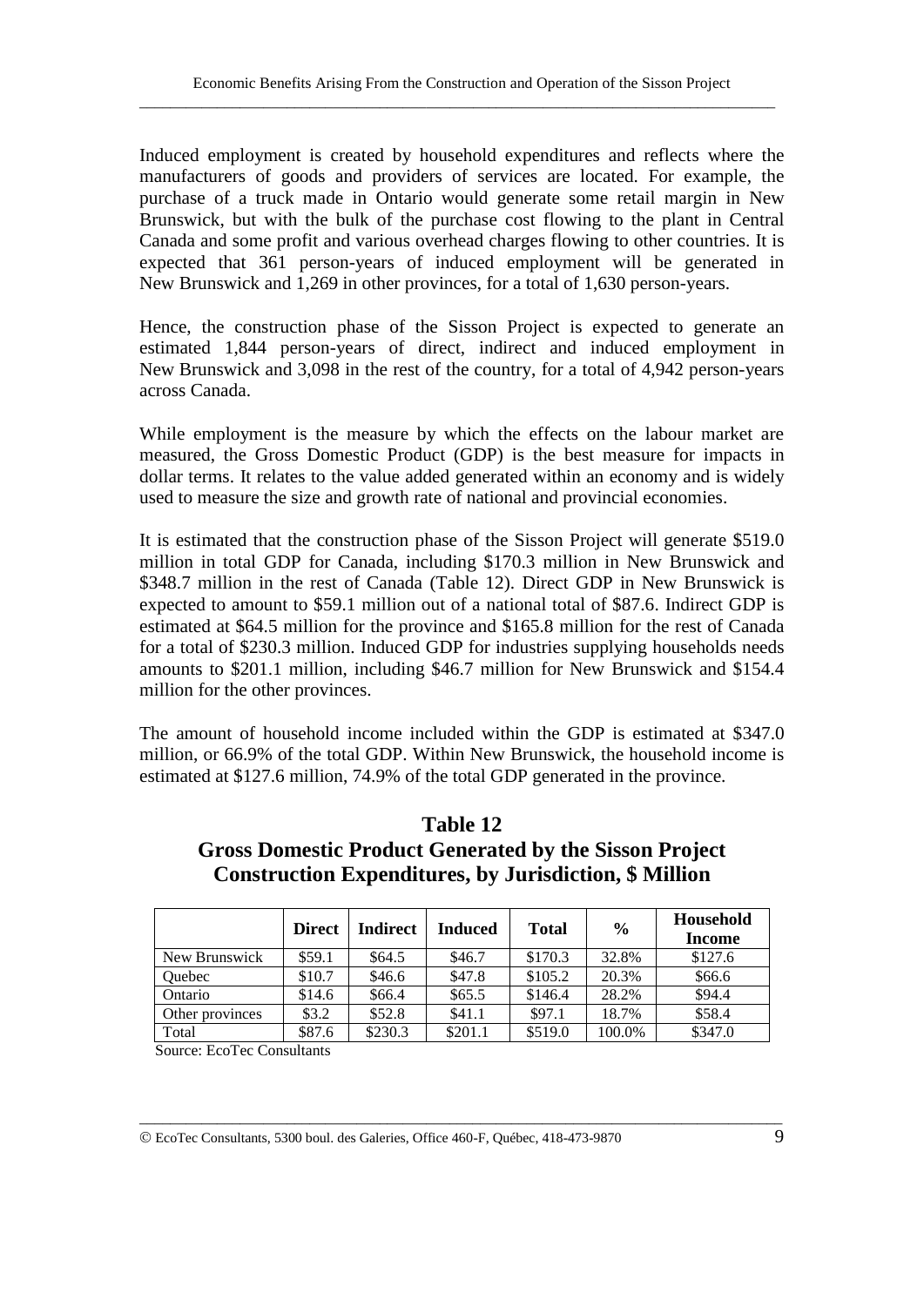Induced employment is created by household expenditures and reflects where the manufacturers of goods and providers of services are located. For example, the purchase of a truck made in Ontario would generate some retail margin in New Brunswick, but with the bulk of the purchase cost flowing to the plant in Central Canada and some profit and various overhead charges flowing to other countries. It is expected that 361 person-years of induced employment will be generated in New Brunswick and 1,269 in other provinces, for a total of 1,630 person-years.

Hence, the construction phase of the Sisson Project is expected to generate an estimated 1,844 person-years of direct, indirect and induced employment in New Brunswick and 3,098 in the rest of the country, for a total of 4,942 person-years across Canada.

While employment is the measure by which the effects on the labour market are measured, the Gross Domestic Product (GDP) is the best measure for impacts in dollar terms. It relates to the value added generated within an economy and is widely used to measure the size and growth rate of national and provincial economies.

It is estimated that the construction phase of the Sisson Project will generate $519.0 million in total GDP for Canada, including $170.3 million in New Brunswick and $348.7 million in the rest of Canada (Table 12). Direct GDP in New Brunswick is expected to amount to $59.1 million out of a national total of $87.6. Indirect GDP is estimated at $64.5 million for the province and $165.8 million for the rest of Canada for a total of $230.3 million. Induced GDP for industries supplying households needs amounts to $201.1 million, including $46.7 million for New Brunswick and $154.4 million for the other provinces.

The amount of household income included within the GDP is estimated at $347.0 million, or 66.9% of the total GDP. Within New Brunswick, the household income is estimated at $127.6 million, 74.9% of the total GDP generated in the province.

**Table 12**
**Gross Domestic Product Generated by the Sisson Project Construction Expenditures, by Jurisdiction, $ Million**

| | Direct | Indirect | Induced | Total | % | Household Income |
|---|---|---|---|---|---|---|
| New Brunswick | $59.1 | $64.5 | $46.7 | $170.3 | 32.8% | $127.6 |
| Quebec | $10.7 | $46.6 | $47.8 | $105.2 | 20.3% | $66.6 |
| Ontario | $14.6 | $66.4 | $65.5 | $146.4 | 28.2% | $94.4 |
| Other provinces | $3.2 | $52.8 | $41.1 | $97.1 | 18.7% | $58.4 |
| Total | $87.6 | $230.3 | $201.1 | $519.0 | 100.0% | $347.0 |

Source: EcoTec Consultants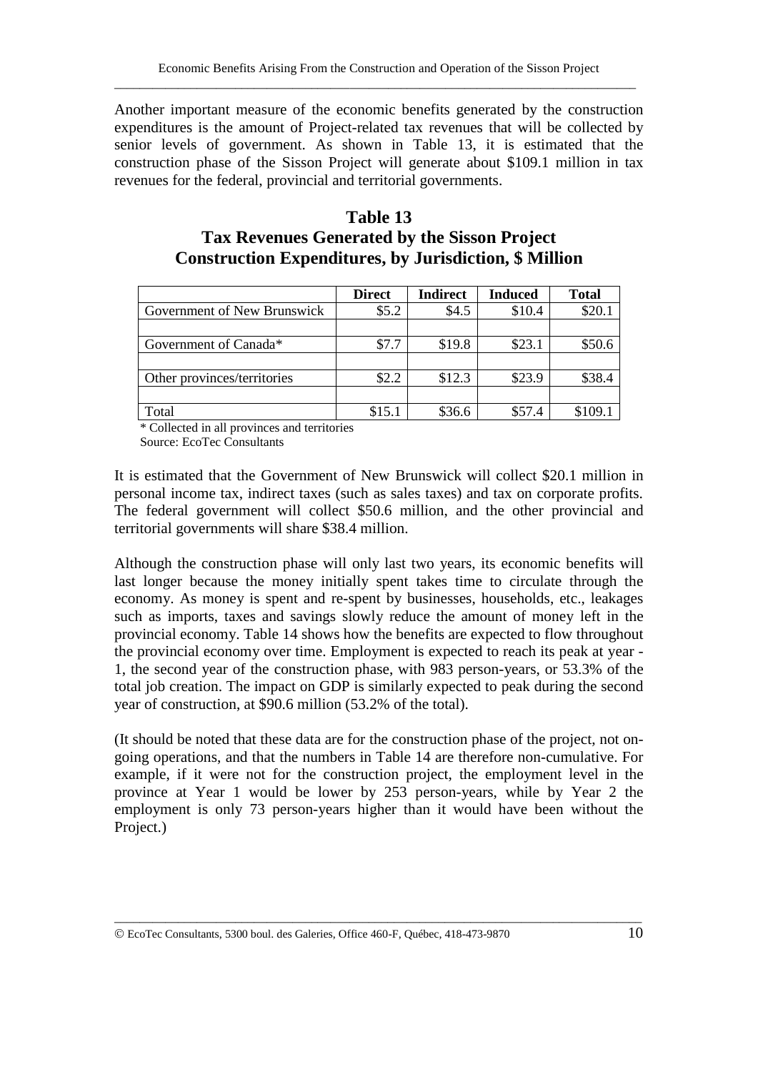Another important measure of the economic benefits generated by the construction expenditures is the amount of Project-related tax revenues that will be collected by senior levels of government. As shown in Table 13, it is estimated that the construction phase of the Sisson Project will generate about $109.1 million in tax revenues for the federal, provincial and territorial governments.

**Table 13**
**Tax Revenues Generated by the Sisson Project Construction Expenditures, by Jurisdiction, $ Million**

| | Direct | Indirect | Induced | Total |
|---|---|---|---|---|
| Government of New Brunswick | $5.2 | $4.5 | $10.4 | $20.1 |
| | | | | |
| Government of Canada* | $7.7 | $19.8 | $23.1 | $50.6 |
| | | | | |
| Other provinces/territories | $2.2 | $12.3 | $23.9 | $38.4 |
| | | | | |
| Total | $15.1 | $36.6 | $57.4 | $109.1 |

\* Collected in all provinces and territories
Source: EcoTec Consultants

It is estimated that the Government of New Brunswick will collect $20.1 million in personal income tax, indirect taxes (such as sales taxes) and tax on corporate profits. The federal government will collect $50.6 million, and the other provincial and territorial governments will share $38.4 million.

Although the construction phase will only last two years, its economic benefits will last longer because the money initially spent takes time to circulate through the economy. As money is spent and re-spent by businesses, households, etc., leakages such as imports, taxes and savings slowly reduce the amount of money left in the provincial economy. Table 14 shows how the benefits are expected to flow throughout the provincial economy over time. Employment is expected to reach its peak at year -1, the second year of the construction phase, with 983 person-years, or 53.3% of the total job creation. The impact on GDP is similarly expected to peak during the second year of construction, at $90.6 million (53.2% of the total).

(It should be noted that these data are for the construction phase of the project, not on-going operations, and that the numbers in Table 14 are therefore non-cumulative. For example, if it were not for the construction project, the employment level in the province at Year 1 would be lower by 253 person-years, while by Year 2 the employment is only 73 person-years higher than it would have been without the Project.)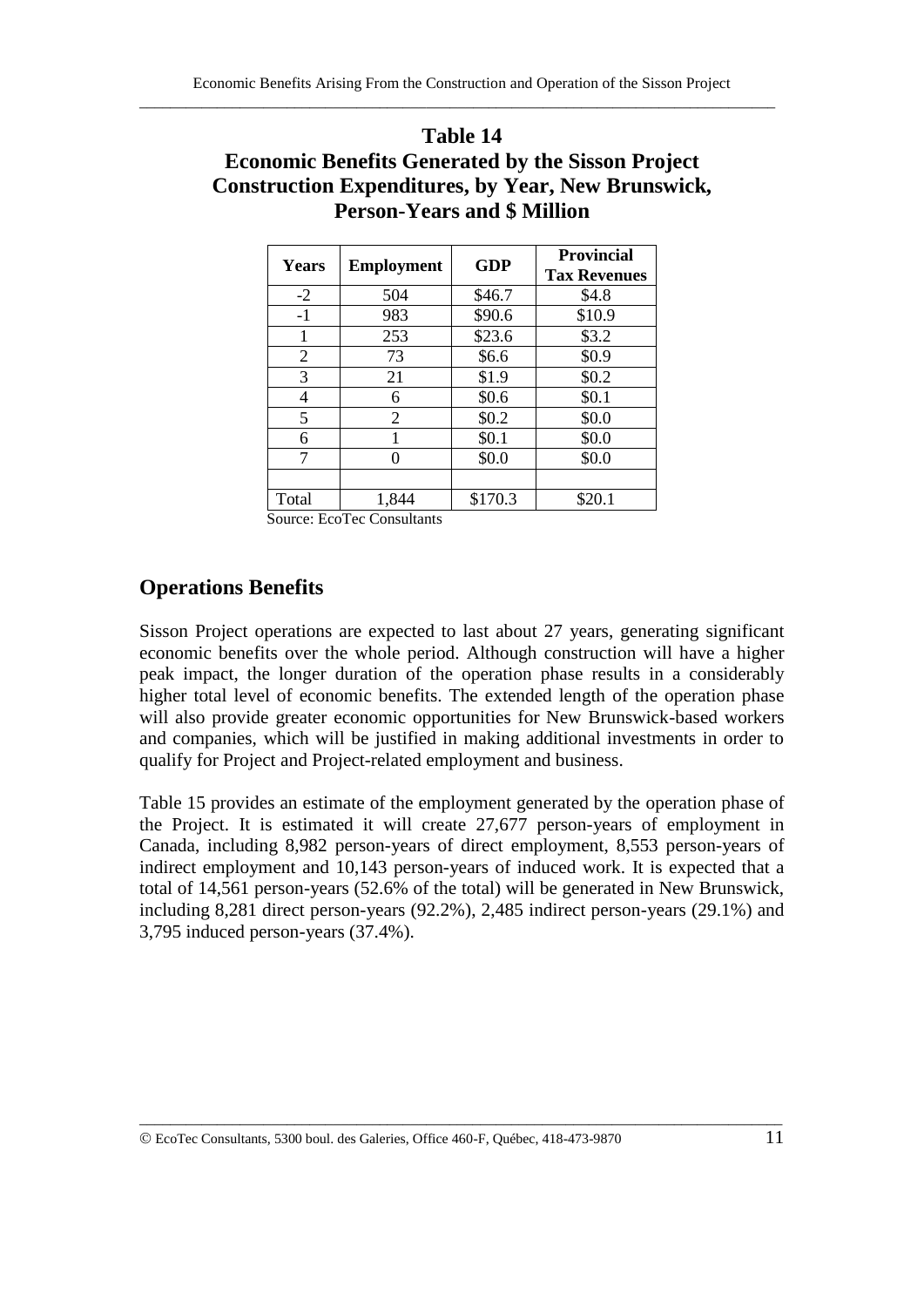**Table 14**
**Economic Benefits Generated by the Sisson Project Construction Expenditures, by Year, New Brunswick, Person-Years and $ Million**

| Years | Employment | GDP | Provincial Tax Revenues |
|---|---|---|---|
| -2 | 504 | $46.7 | $4.8 |
| -1 | 983 | $90.6 | $10.9 |
| 1 | 253 | $23.6 | $3.2 |
| 2 | 73 | $6.6 | $0.9 |
| 3 | 21 | $1.9 | $0.2 |
| 4 | 6 | $0.6 | $0.1 |
| 5 | 2 | $0.2 | $0.0 |
| 6 | 1 | $0.1 | $0.0 |
| 7 | 0 | $0.0 | $0.0 |
| | | | |
| Total | 1,844 | $170.3 | $20.1 |

Source: EcoTec Consultants

## Operations Benefits

Sisson Project operations are expected to last about 27 years, generating significant economic benefits over the whole period. Although construction will have a higher peak impact, the longer duration of the operation phase results in a considerably higher total level of economic benefits. The extended length of the operation phase will also provide greater economic opportunities for New Brunswick-based workers and companies, which will be justified in making additional investments in order to qualify for Project and Project-related employment and business.

Table 15 provides an estimate of the employment generated by the operation phase of the Project. It is estimated it will create 27,677 person-years of employment in Canada, including 8,982 person-years of direct employment, 8,553 person-years of indirect employment and 10,143 person-years of induced work. It is expected that a total of 14,561 person-years (52.6% of the total) will be generated in New Brunswick, including 8,281 direct person-years (92.2%), 2,485 indirect person-years (29.1%) and 3,795 induced person-years (37.4%).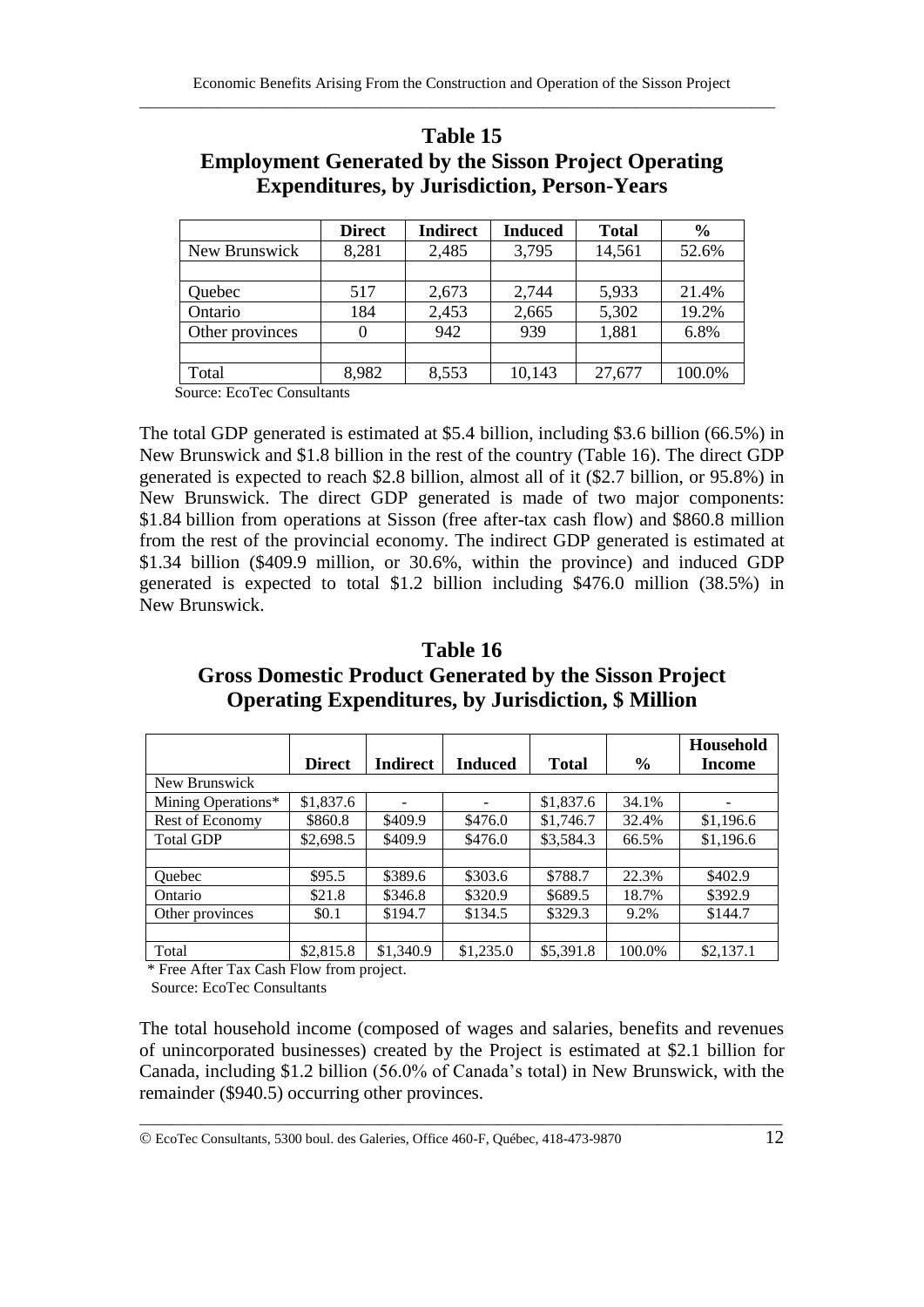## Table 15
## Employment Generated by the Sisson Project Operating Expenditures, by Jurisdiction, Person-Years

| | Direct | Indirect | Induced | Total | % |
|---|---|---|---|---|---|
| New Brunswick | 8,281 | 2,485 | 3,795 | 14,561 | 52.6% |
| | | | | | |
| Quebec | 517 | 2,673 | 2,744 | 5,933 | 21.4% |
| Ontario | 184 | 2,453 | 2,665 | 5,302 | 19.2% |
| Other provinces | 0 | 942 | 939 | 1,881 | 6.8% |
| | | | | | |
| Total | 8,982 | 8,553 | 10,143 | 27,677 | 100.0% |

Source: EcoTec Consultants

The total GDP generated is estimated at $5.4 billion, including $3.6 billion (66.5%) in New Brunswick and $1.8 billion in the rest of the country (Table 16). The direct GDP generated is expected to reach $2.8 billion, almost all of it ($2.7 billion, or 95.8%) in New Brunswick. The direct GDP generated is made of two major components: $1.84 billion from operations at Sisson (free after-tax cash flow) and $860.8 million from the rest of the provincial economy. The indirect GDP generated is estimated at $1.34 billion ($409.9 million, or 30.6%, within the province) and induced GDP generated is expected to total $1.2 billion including $476.0 million (38.5%) in New Brunswick.

## Table 16
## Gross Domestic Product Generated by the Sisson Project Operating Expenditures, by Jurisdiction, $ Million

| | Direct | Indirect | Induced | Total | % | Household Income |
|---|---|---|---|---|---|---|
| New Brunswick | | | | | | |
| Mining Operations* | $1,837.6 | - | - | $1,837.6 | 34.1% | - |
| Rest of Economy | $860.8 | $409.9 | $476.0 | $1,746.7 | 32.4% | $1,196.6 |
| Total GDP | $2,698.5 | $409.9 | $476.0 | $3,584.3 | 66.5% | $1,196.6 |
| | | | | | | |
| Quebec | $95.5 | $389.6 | $303.6 | $788.7 | 22.3% | $402.9 |
| Ontario | $21.8 | $346.8 | $320.9 | $689.5 | 18.7% | $392.9 |
| Other provinces | $0.1 | $194.7 | $134.5 | $329.3 | 9.2% | $144.7 |
| | | | | | | |
| Total | $2,815.8 | $1,340.9 | $1,235.0 | $5,391.8 | 100.0% | $2,137.1 |

\* Free After Tax Cash Flow from project.

Source: EcoTec Consultants

The total household income (composed of wages and salaries, benefits and revenues of unincorporated businesses) created by the Project is estimated at $2.1 billion for Canada, including $1.2 billion (56.0% of Canada's total) in New Brunswick, with the remainder ($940.5) occurring other provinces.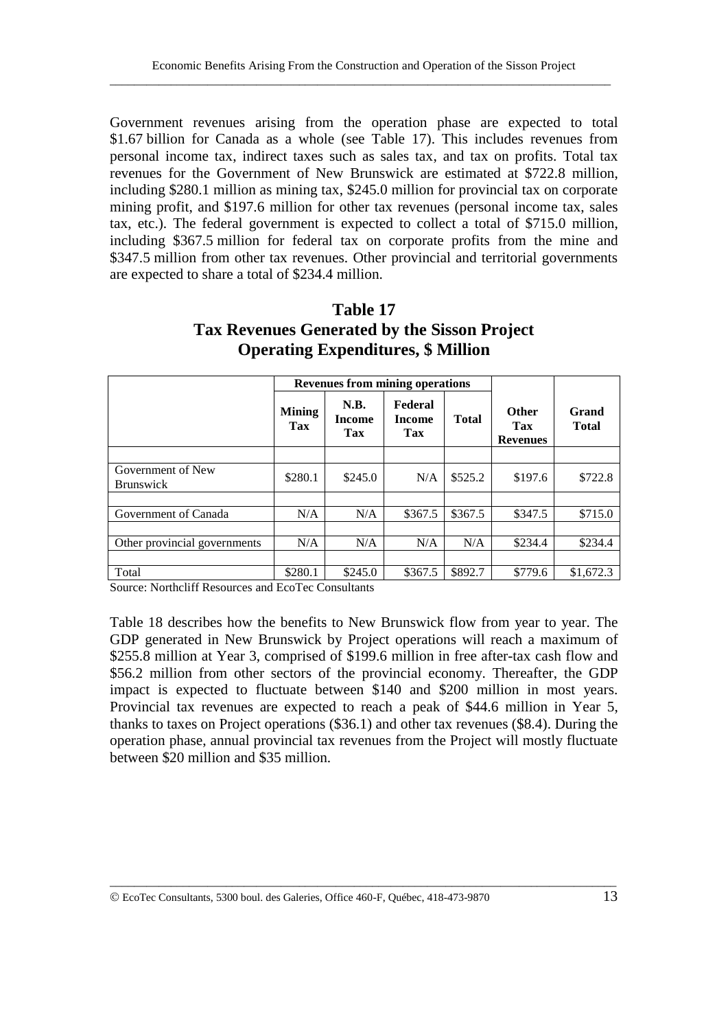Government revenues arising from the operation phase are expected to total \$1.67 billion for Canada as a whole (see Table 17). This includes revenues from personal income tax, indirect taxes such as sales tax, and tax on profits. Total tax revenues for the Government of New Brunswick are estimated at \$722.8 million, including \$280.1 million as mining tax, \$245.0 million for provincial tax on corporate mining profit, and \$197.6 million for other tax revenues (personal income tax, sales tax, etc.). The federal government is expected to collect a total of \$715.0 million, including \$367.5 million for federal tax on corporate profits from the mine and \$347.5 million from other tax revenues. Other provincial and territorial governments are expected to share a total of \$234.4 million.

**Table 17**
**Tax Revenues Generated by the Sisson Project Operating Expenditures, \$ Million**

| | Revenues from mining operations | | | | | |
|---|---|---|---|---|---|---|
| | **Mining Tax** | **N.B. Income Tax** | **Federal Income Tax** | **Total** | **Other Tax Revenues** | **Grand Total** |
| Government of New Brunswick | \$280.1 | \$245.0 | N/A | \$525.2 | \$197.6 | \$722.8 |
| Government of Canada | N/A | N/A | \$367.5 | \$367.5 | \$347.5 | \$715.0 |
| Other provincial governments | N/A | N/A | N/A | N/A | \$234.4 | \$234.4 |
| Total | \$280.1 | \$245.0 | \$367.5 | \$892.7 | \$779.6 | \$1,672.3 |

Source: Northcliff Resources and EcoTec Consultants

Table 18 describes how the benefits to New Brunswick flow from year to year. The GDP generated in New Brunswick by Project operations will reach a maximum of \$255.8 million at Year 3, comprised of \$199.6 million in free after-tax cash flow and \$56.2 million from other sectors of the provincial economy. Thereafter, the GDP impact is expected to fluctuate between \$140 and \$200 million in most years. Provincial tax revenues are expected to reach a peak of \$44.6 million in Year 5, thanks to taxes on Project operations (\$36.1) and other tax revenues (\$8.4). During the operation phase, annual provincial tax revenues from the Project will mostly fluctuate between \$20 million and \$35 million.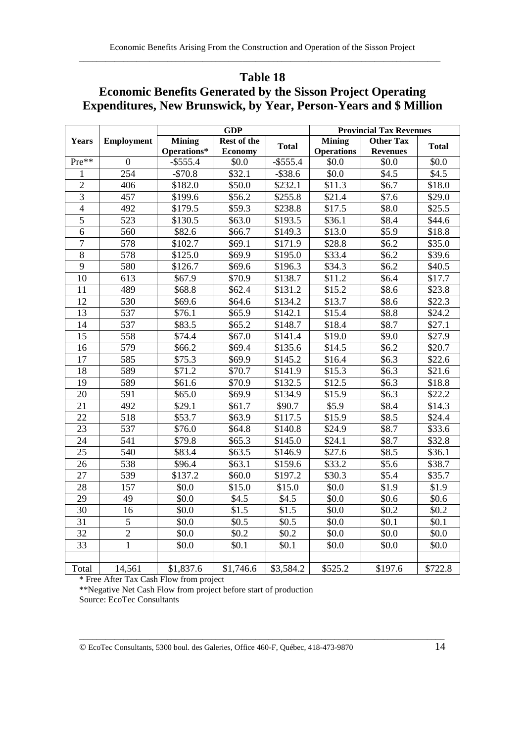## Table 18

## Economic Benefits Generated by the Sisson Project Operating Expenditures, New Brunswick, by Year, Person-Years and $ Million

| Years | Employment | GDP | | | Provincial Tax Revenues | | |
|---|---|---|---|---|---|---|---|
| | | Mining Operations* | Rest of the Economy | Total | Mining Operations | Other Tax Revenues | Total |
| Pre** | 0 | -$555.4 | $0.0 | -$555.4 | $0.0 | $0.0 | $0.0 |
| 1 | 254 | -$70.8 | $32.1 | -$38.6 | $0.0 | $4.5 | $4.5 |
| 2 | 406 | $182.0 | $50.0 | $232.1 | $11.3 | $6.7 | $18.0 |
| 3 | 457 | $199.6 | $56.2 | $255.8 | $21.4 | $7.6 | $29.0 |
| 4 | 492 | $179.5 | $59.3 | $238.8 | $17.5 | $8.0 | $25.5 |
| 5 | 523 | $130.5 | $63.0 | $193.5 | $36.1 | $8.4 | $44.6 |
| 6 | 560 | $82.6 | $66.7 | $149.3 | $13.0 | $5.9 | $18.8 |
| 7 | 578 | $102.7 | $69.1 | $171.9 | $28.8 | $6.2 | $35.0 |
| 8 | 578 | $125.0 | $69.9 | $195.0 | $33.4 | $6.2 | $39.6 |
| 9 | 580 | $126.7 | $69.6 | $196.3 | $34.3 | $6.2 | $40.5 |
| 10 | 613 | $67.9 | $70.9 | $138.7 | $11.2 | $6.4 | $17.7 |
| 11 | 489 | $68.8 | $62.4 | $131.2 | $15.2 | $8.6 | $23.8 |
| 12 | 530 | $69.6 | $64.6 | $134.2 | $13.7 | $8.6 | $22.3 |
| 13 | 537 | $76.1 | $65.9 | $142.1 | $15.4 | $8.8 | $24.2 |
| 14 | 537 | $83.5 | $65.2 | $148.7 | $18.4 | $8.7 | $27.1 |
| 15 | 558 | $74.4 | $67.0 | $141.4 | $19.0 | $9.0 | $27.9 |
| 16 | 579 | $66.2 | $69.4 | $135.6 | $14.5 | $6.2 | $20.7 |
| 17 | 585 | $75.3 | $69.9 | $145.2 | $16.4 | $6.3 | $22.6 |
| 18 | 589 | $71.2 | $70.7 | $141.9 | $15.3 | $6.3 | $21.6 |
| 19 | 589 | $61.6 | $70.9 | $132.5 | $12.5 | $6.3 | $18.8 |
| 20 | 591 | $65.0 | $69.9 | $134.9 | $15.9 | $6.3 | $22.2 |
| 21 | 492 | $29.1 | $61.7 | $90.7 | $5.9 | $8.4 | $14.3 |
| 22 | 518 | $53.7 | $63.9 | $117.5 | $15.9 | $8.5 | $24.4 |
| 23 | 537 | $76.0 | $64.8 | $140.8 | $24.9 | $8.7 | $33.6 |
| 24 | 541 | $79.8 | $65.3 | $145.0 | $24.1 | $8.7 | $32.8 |
| 25 | 540 | $83.4 | $63.5 | $146.9 | $27.6 | $8.5 | $36.1 |
| 26 | 538 | $96.4 | $63.1 | $159.6 | $33.2 | $5.6 | $38.7 |
| 27 | 539 | $137.2 | $60.0 | $197.2 | $30.3 | $5.4 | $35.7 |
| 28 | 157 | $0.0 | $15.0 | $15.0 | $0.0 | $1.9 | $1.9 |
| 29 | 49 | $0.0 | $4.5 | $4.5 | $0.0 | $0.6 | $0.6 |
| 30 | 16 | $0.0 | $1.5 | $1.5 | $0.0 | $0.2 | $0.2 |
| 31 | 5 | $0.0 | $0.5 | $0.5 | $0.0 | $0.1 | $0.1 |
| 32 | 2 | $0.0 | $0.2 | $0.2 | $0.0 | $0.0 | $0.0 |
| 33 | 1 | $0.0 | $0.1 | $0.1 | $0.0 | $0.0 | $0.0 |
| | | | | | | | |
| Total | 14,561 | $1,837.6 | $1,746.6 | $3,584.2 | $525.2 | $197.6 | $722.8 |

* Free After Tax Cash Flow from project

**Negative Net Cash Flow from project before start of production

Source: EcoTec Consultants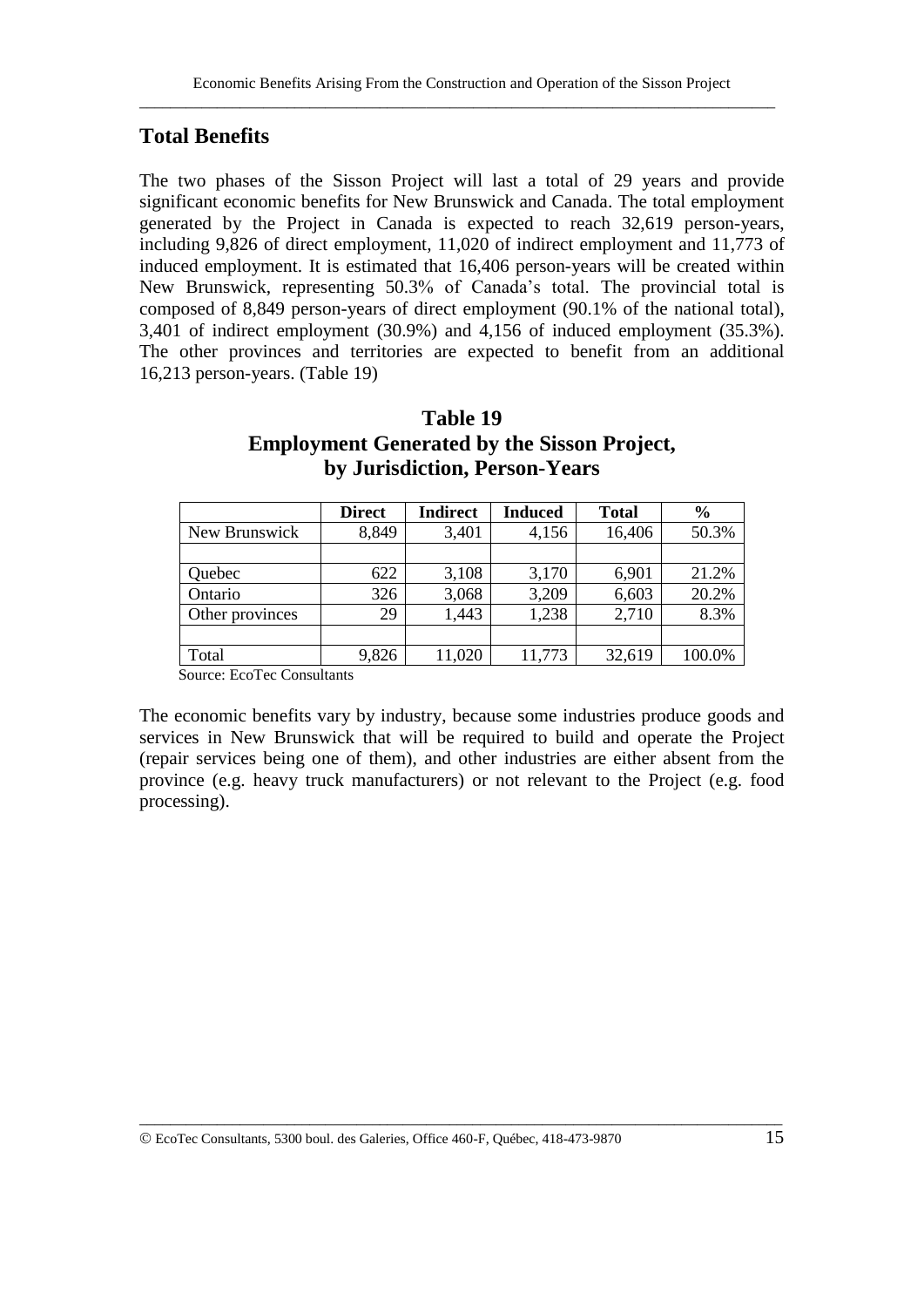## Total Benefits

The two phases of the Sisson Project will last a total of 29 years and provide significant economic benefits for New Brunswick and Canada. The total employment generated by the Project in Canada is expected to reach 32,619 person-years, including 9,826 of direct employment, 11,020 of indirect employment and 11,773 of induced employment. It is estimated that 16,406 person-years will be created within New Brunswick, representing 50.3% of Canada's total. The provincial total is composed of 8,849 person-years of direct employment (90.1% of the national total), 3,401 of indirect employment (30.9%) and 4,156 of induced employment (35.3%). The other provinces and territories are expected to benefit from an additional 16,213 person-years. (Table 19)

**Table 19**
**Employment Generated by the Sisson Project, by Jurisdiction, Person-Years**

| | Direct | Indirect | Induced | Total | % |
|---|---|---|---|---|---|
| New Brunswick | 8,849 | 3,401 | 4,156 | 16,406 | 50.3% |
| | | | | | |
| Quebec | 622 | 3,108 | 3,170 | 6,901 | 21.2% |
| Ontario | 326 | 3,068 | 3,209 | 6,603 | 20.2% |
| Other provinces | 29 | 1,443 | 1,238 | 2,710 | 8.3% |
| | | | | | |
| Total | 9,826 | 11,020 | 11,773 | 32,619 | 100.0% |

Source: EcoTec Consultants

The economic benefits vary by industry, because some industries produce goods and services in New Brunswick that will be required to build and operate the Project (repair services being one of them), and other industries are either absent from the province (e.g. heavy truck manufacturers) or not relevant to the Project (e.g. food processing).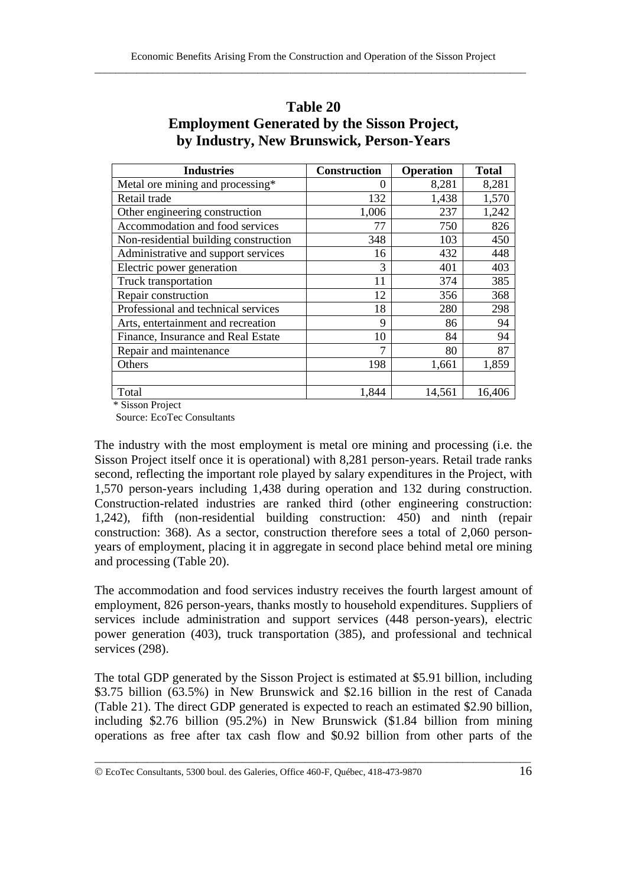**Table 20**
**Employment Generated by the Sisson Project, by Industry, New Brunswick, Person-Years**

| Industries | Construction | Operation | Total |
|---|---|---|---|
| Metal ore mining and processing* | 0 | 8,281 | 8,281 |
| Retail trade | 132 | 1,438 | 1,570 |
| Other engineering construction | 1,006 | 237 | 1,242 |
| Accommodation and food services | 77 | 750 | 826 |
| Non-residential building construction | 348 | 103 | 450 |
| Administrative and support services | 16 | 432 | 448 |
| Electric power generation | 3 | 401 | 403 |
| Truck transportation | 11 | 374 | 385 |
| Repair construction | 12 | 356 | 368 |
| Professional and technical services | 18 | 280 | 298 |
| Arts, entertainment and recreation | 9 | 86 | 94 |
| Finance, Insurance and Real Estate | 10 | 84 | 94 |
| Repair and maintenance | 7 | 80 | 87 |
| Others | 198 | 1,661 | 1,859 |
| | | | |
| Total | 1,844 | 14,561 | 16,406 |

\* Sisson Project

Source: EcoTec Consultants

The industry with the most employment is metal ore mining and processing (i.e. the Sisson Project itself once it is operational) with 8,281 person-years. Retail trade ranks second, reflecting the important role played by salary expenditures in the Project, with 1,570 person-years including 1,438 during operation and 132 during construction. Construction-related industries are ranked third (other engineering construction: 1,242), fifth (non-residential building construction: 450) and ninth (repair construction: 368). As a sector, construction therefore sees a total of 2,060 person-years of employment, placing it in aggregate in second place behind metal ore mining and processing (Table 20).

The accommodation and food services industry receives the fourth largest amount of employment, 826 person-years, thanks mostly to household expenditures. Suppliers of services include administration and support services (448 person-years), electric power generation (403), truck transportation (385), and professional and technical services (298).

The total GDP generated by the Sisson Project is estimated at $5.91 billion, including $3.75 billion (63.5%) in New Brunswick and $2.16 billion in the rest of Canada (Table 21). The direct GDP generated is expected to reach an estimated $2.90 billion, including $2.76 billion (95.2%) in New Brunswick ($1.84 billion from mining operations as free after tax cash flow and $0.92 billion from other parts of the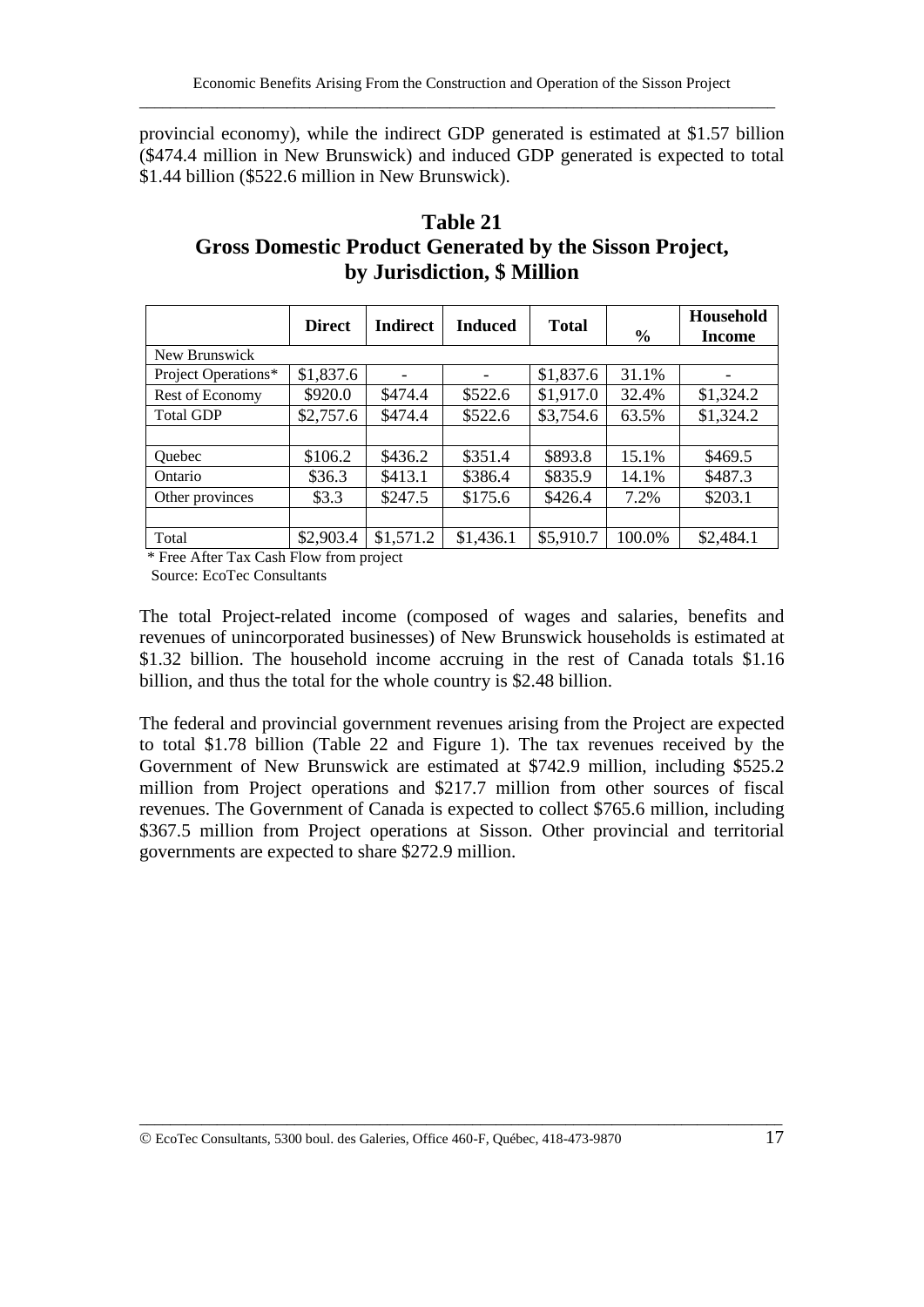provincial economy), while the indirect GDP generated is estimated at $1.57 billion ($474.4 million in New Brunswick) and induced GDP generated is expected to total $1.44 billion ($522.6 million in New Brunswick).

## Table 21
## Gross Domestic Product Generated by the Sisson Project, by Jurisdiction, $ Million

| | Direct | Indirect | Induced | Total | % | Household Income |
|---|---|---|---|---|---|---|
| New Brunswick | | | | | | |
| Project Operations* | $1,837.6 | - | - | $1,837.6 | 31.1% | - |
| Rest of Economy | $920.0 | $474.4 | $522.6 | $1,917.0 | 32.4% | $1,324.2 |
| Total GDP | $2,757.6 | $474.4 | $522.6 | $3,754.6 | 63.5% | $1,324.2 |
| | | | | | | |
| Quebec | $106.2 | $436.2 | $351.4 | $893.8 | 15.1% | $469.5 |
| Ontario | $36.3 | $413.1 | $386.4 | $835.9 | 14.1% | $487.3 |
| Other provinces | $3.3 | $247.5 | $175.6 | $426.4 | 7.2% | $203.1 |
| | | | | | | |
| Total | $2,903.4 | $1,571.2 | $1,436.1 | $5,910.7 | 100.0% | $2,484.1 |

* Free After Tax Cash Flow from project
Source: EcoTec Consultants

The total Project-related income (composed of wages and salaries, benefits and revenues of unincorporated businesses) of New Brunswick households is estimated at $1.32 billion. The household income accruing in the rest of Canada totals $1.16 billion, and thus the total for the whole country is $2.48 billion.

The federal and provincial government revenues arising from the Project are expected to total $1.78 billion (Table 22 and Figure 1). The tax revenues received by the Government of New Brunswick are estimated at $742.9 million, including $525.2 million from Project operations and $217.7 million from other sources of fiscal revenues. The Government of Canada is expected to collect $765.6 million, including $367.5 million from Project operations at Sisson. Other provincial and territorial governments are expected to share $272.9 million.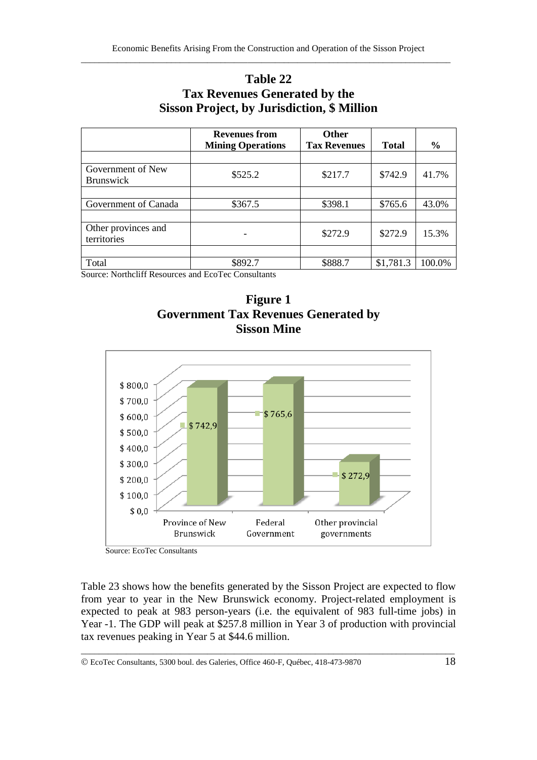## Table 22
## Tax Revenues Generated by the Sisson Project, by Jurisdiction, $ Million

| | Revenues from Mining Operations | Other Tax Revenues | Total | % |
|---|---|---|---|---|
| Government of New Brunswick | $525.2 | $217.7 | $742.9 | 41.7% |
| Government of Canada | $367.5 | $398.1 | $765.6 | 43.0% |
| Other provinces and territories | - | $272.9 | $272.9 | 15.3% |
| Total | $892.7 | $888.7 | $1,781.3 | 100.0% |

Source: Northcliff Resources and EcoTec Consultants

## Figure 1
## Government Tax Revenues Generated by Sisson Mine

Source: EcoTec Consultants

Table 23 shows how the benefits generated by the Sisson Project are expected to flow from year to year in the New Brunswick economy. Project-related employment is expected to peak at 983 person-years (i.e. the equivalent of 983 full-time jobs) in Year -1. The GDP will peak at $257.8 million in Year 3 of production with provincial tax revenues peaking in Year 5 at $44.6 million.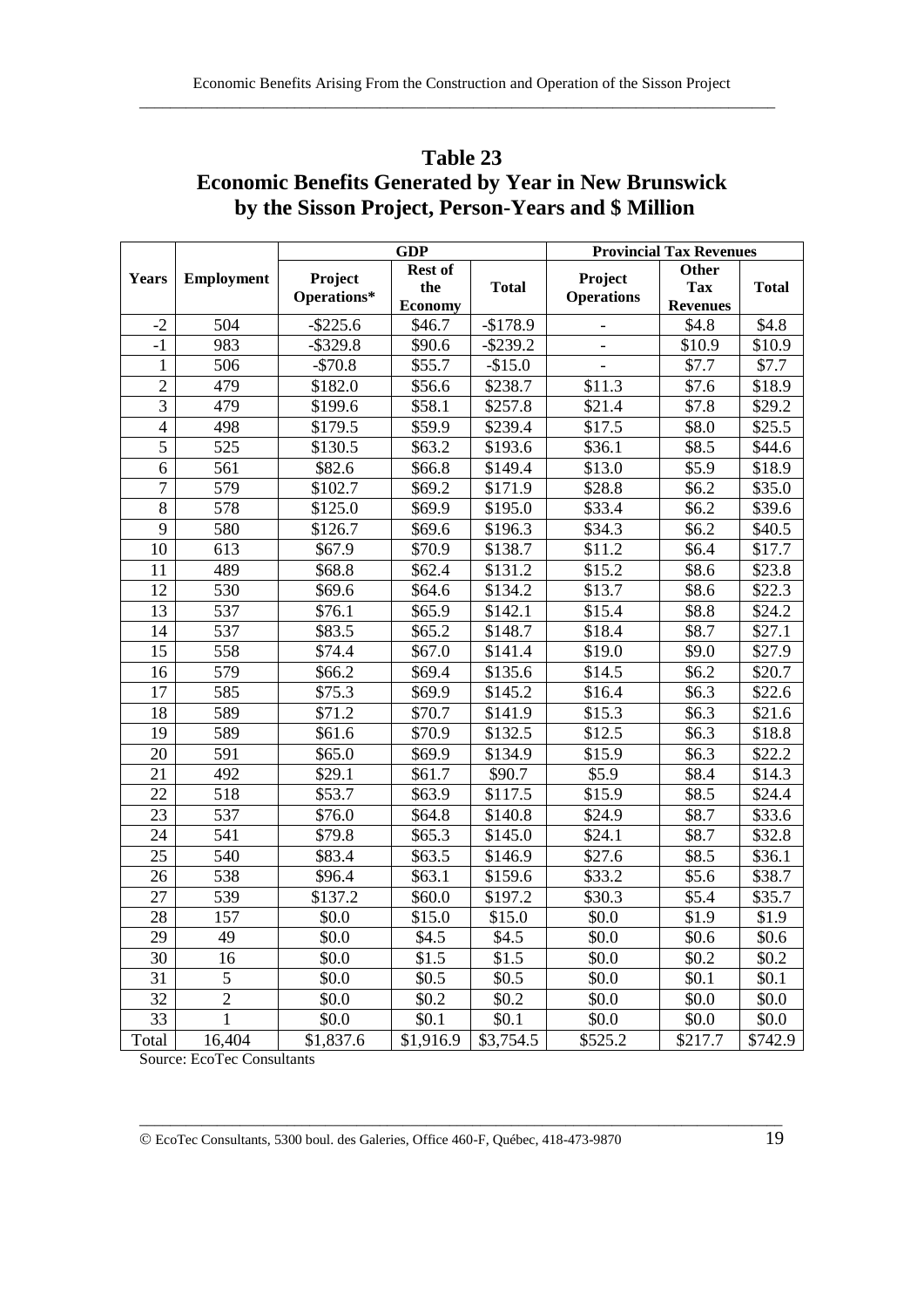## Table 23
## Economic Benefits Generated by Year in New Brunswick by the Sisson Project, Person-Years and $ Million

| Years | Employment | GDP | | | Provincial Tax Revenues | | |
|---|---|---|---|---|---|---|---|
| | | Project Operations* | Rest of the Economy | Total | Project Operations | Other Tax Revenues | Total |
| -2 | 504 | -$225.6 | $46.7 | -$178.9 | - | $4.8 | $4.8 |
| -1 | 983 | -$329.8 | $90.6 | -$239.2 | - | $10.9 | $10.9 |
| 1 | 506 | -$70.8 | $55.7 | -$15.0 | - | $7.7 | $7.7 |
| 2 | 479 | $182.0 | $56.6 | $238.7 | $11.3 | $7.6 | $18.9 |
| 3 | 479 | $199.6 | $58.1 | $257.8 | $21.4 | $7.8 | $29.2 |
| 4 | 498 | $179.5 | $59.9 | $239.4 | $17.5 | $8.0 | $25.5 |
| 5 | 525 | $130.5 | $63.2 | $193.6 | $36.1 | $8.5 | $44.6 |
| 6 | 561 | $82.6 | $66.8 | $149.4 | $13.0 | $5.9 | $18.9 |
| 7 | 579 | $102.7 | $69.2 | $171.9 | $28.8 | $6.2 | $35.0 |
| 8 | 578 | $125.0 | $69.9 | $195.0 | $33.4 | $6.2 | $39.6 |
| 9 | 580 | $126.7 | $69.6 | $196.3 | $34.3 | $6.2 | $40.5 |
| 10 | 613 | $67.9 | $70.9 | $138.7 | $11.2 | $6.4 | $17.7 |
| 11 | 489 | $68.8 | $62.4 | $131.2 | $15.2 | $8.6 | $23.8 |
| 12 | 530 | $69.6 | $64.6 | $134.2 | $13.7 | $8.6 | $22.3 |
| 13 | 537 | $76.1 | $65.9 | $142.1 | $15.4 | $8.8 | $24.2 |
| 14 | 537 | $83.5 | $65.2 | $148.7 | $18.4 | $8.7 | $27.1 |
| 15 | 558 | $74.4 | $67.0 | $141.4 | $19.0 | $9.0 | $27.9 |
| 16 | 579 | $66.2 | $69.4 | $135.6 | $14.5 | $6.2 | $20.7 |
| 17 | 585 | $75.3 | $69.9 | $145.2 | $16.4 | $6.3 | $22.6 |
| 18 | 589 | $71.2 | $70.7 | $141.9 | $15.3 | $6.3 | $21.6 |
| 19 | 589 | $61.6 | $70.9 | $132.5 | $12.5 | $6.3 | $18.8 |
| 20 | 591 | $65.0 | $69.9 | $134.9 | $15.9 | $6.3 | $22.2 |
| 21 | 492 | $29.1 | $61.7 | $90.7 | $5.9 | $8.4 | $14.3 |
| 22 | 518 | $53.7 | $63.9 | $117.5 | $15.9 | $8.5 | $24.4 |
| 23 | 537 | $76.0 | $64.8 | $140.8 | $24.9 | $8.7 | $33.6 |
| 24 | 541 | $79.8 | $65.3 | $145.0 | $24.1 | $8.7 | $32.8 |
| 25 | 540 | $83.4 | $63.5 | $146.9 | $27.6 | $8.5 | $36.1 |
| 26 | 538 | $96.4 | $63.1 | $159.6 | $33.2 | $5.6 | $38.7 |
| 27 | 539 | $137.2 | $60.0 | $197.2 | $30.3 | $5.4 | $35.7 |
| 28 | 157 | $0.0 | $15.0 | $15.0 | $0.0 | $1.9 | $1.9 |
| 29 | 49 | $0.0 | $4.5 | $4.5 | $0.0 | $0.6 | $0.6 |
| 30 | 16 | $0.0 | $1.5 | $1.5 | $0.0 | $0.2 | $0.2 |
| 31 | 5 | $0.0 | $0.5 | $0.5 | $0.0 | $0.1 | $0.1 |
| 32 | 2 | $0.0 | $0.2 | $0.2 | $0.0 | $0.0 | $0.0 |
| 33 | 1 | $0.0 | $0.1 | $0.1 | $0.0 | $0.0 | $0.0 |
| Total | 16,404 | $1,837.6 | $1,916.9 | $3,754.5 | $525.2 | $217.7 | $742.9 |

Source: EcoTec Consultants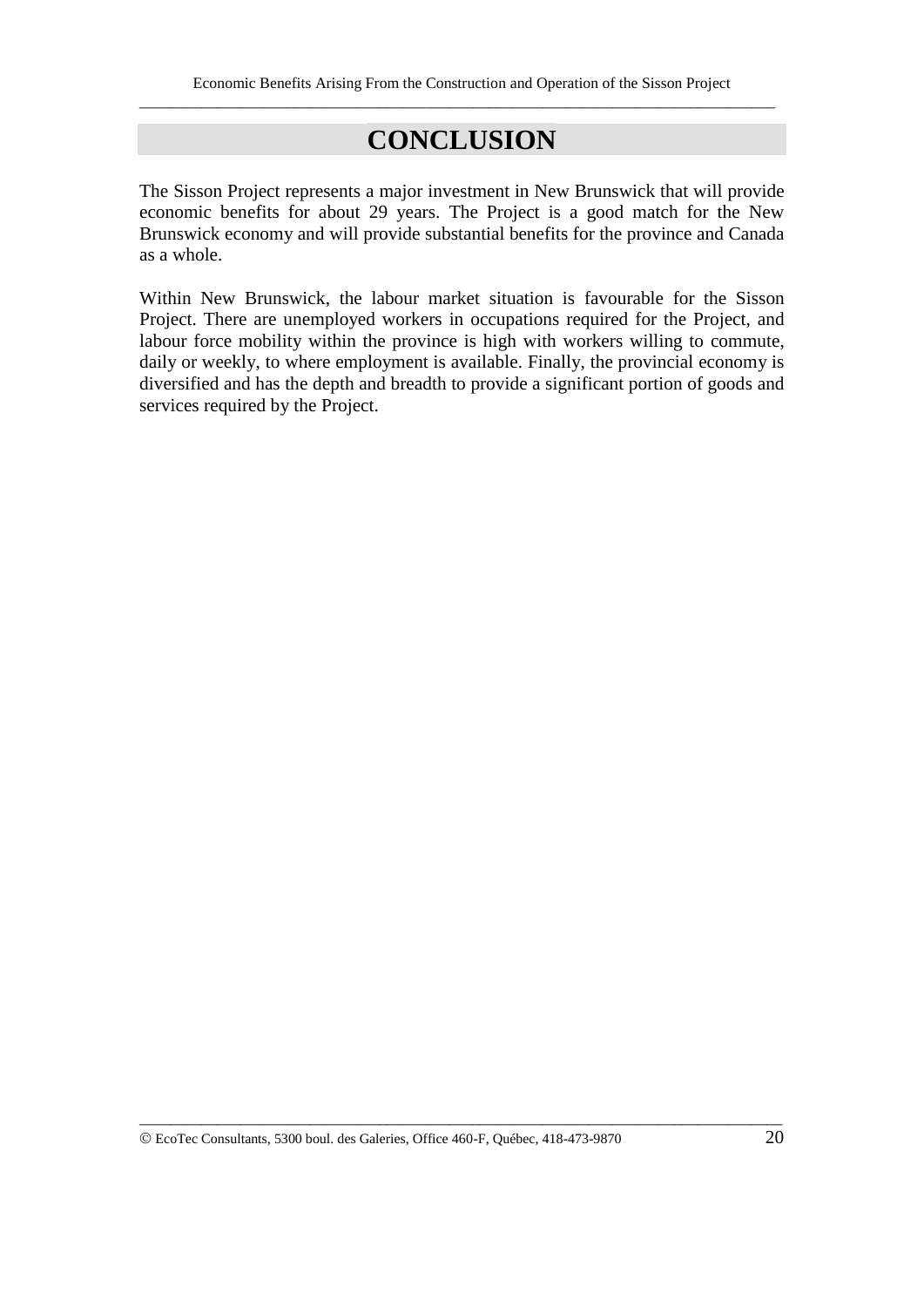# CONCLUSION

The Sisson Project represents a major investment in New Brunswick that will provide economic benefits for about 29 years. The Project is a good match for the New Brunswick economy and will provide substantial benefits for the province and Canada as a whole.

Within New Brunswick, the labour market situation is favourable for the Sisson Project. There are unemployed workers in occupations required for the Project, and labour force mobility within the province is high with workers willing to commute, daily or weekly, to where employment is available. Finally, the provincial economy is diversified and has the depth and breadth to provide a significant portion of goods and services required by the Project.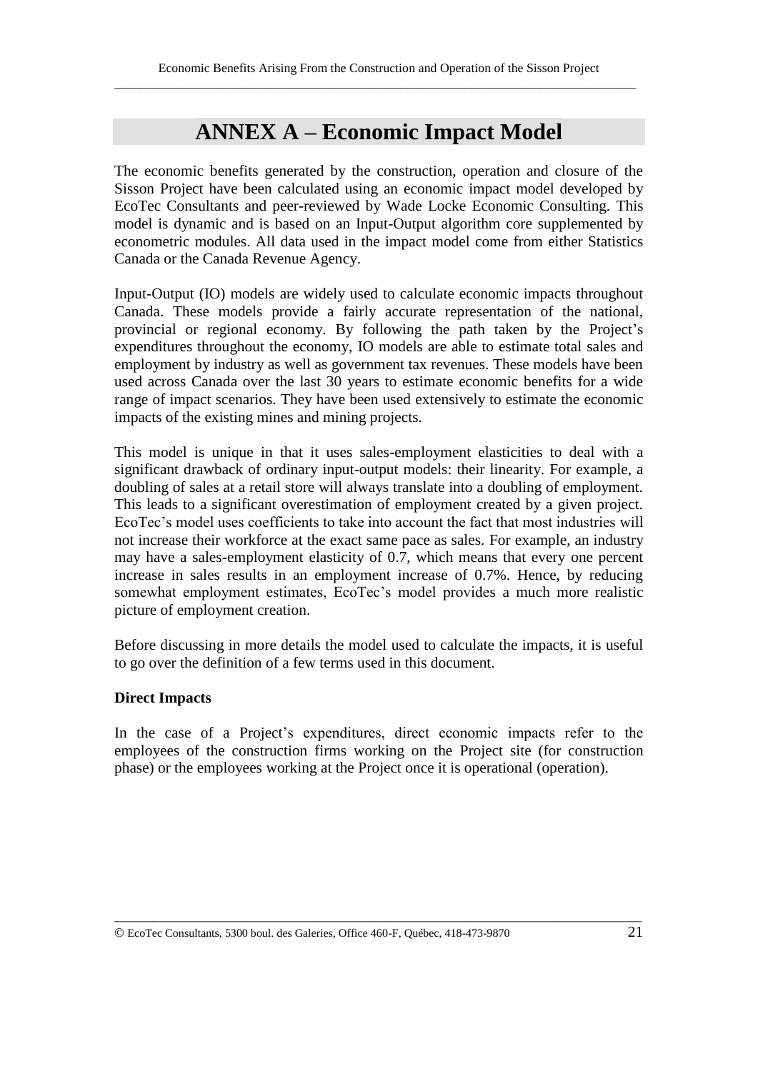# ANNEX A – Economic Impact Model

The economic benefits generated by the construction, operation and closure of the Sisson Project have been calculated using an economic impact model developed by EcoTec Consultants and peer-reviewed by Wade Locke Economic Consulting. This model is dynamic and is based on an Input-Output algorithm core supplemented by econometric modules. All data used in the impact model come from either Statistics Canada or the Canada Revenue Agency.

Input-Output (IO) models are widely used to calculate economic impacts throughout Canada. These models provide a fairly accurate representation of the national, provincial or regional economy. By following the path taken by the Project's expenditures throughout the economy, IO models are able to estimate total sales and employment by industry as well as government tax revenues. These models have been used across Canada over the last 30 years to estimate economic benefits for a wide range of impact scenarios. They have been used extensively to estimate the economic impacts of the existing mines and mining projects.

This model is unique in that it uses sales-employment elasticities to deal with a significant drawback of ordinary input-output models: their linearity. For example, a doubling of sales at a retail store will always translate into a doubling of employment. This leads to a significant overestimation of employment created by a given project. EcoTec's model uses coefficients to take into account the fact that most industries will not increase their workforce at the exact same pace as sales. For example, an industry may have a sales-employment elasticity of 0.7, which means that every one percent increase in sales results in an employment increase of 0.7%. Hence, by reducing somewhat employment estimates, EcoTec's model provides a much more realistic picture of employment creation.

Before discussing in more details the model used to calculate the impacts, it is useful to go over the definition of a few terms used in this document.

**Direct Impacts**

In the case of a Project's expenditures, direct economic impacts refer to the employees of the construction firms working on the Project site (for construction phase) or the employees working at the Project once it is operational (operation).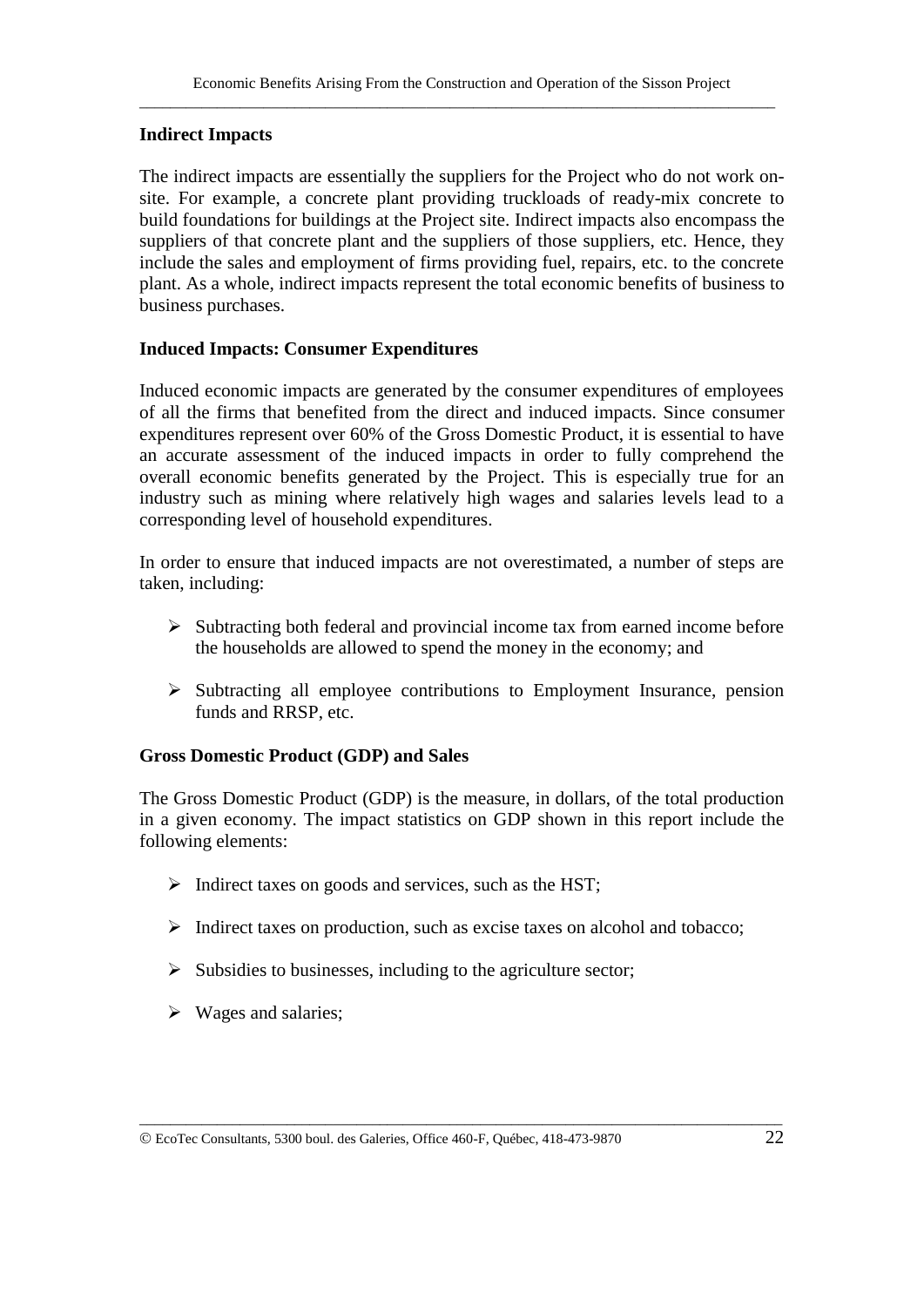### Indirect Impacts

The indirect impacts are essentially the suppliers for the Project who do not work on-site. For example, a concrete plant providing truckloads of ready-mix concrete to build foundations for buildings at the Project site. Indirect impacts also encompass the suppliers of that concrete plant and the suppliers of those suppliers, etc. Hence, they include the sales and employment of firms providing fuel, repairs, etc. to the concrete plant. As a whole, indirect impacts represent the total economic benefits of business to business purchases.

### Induced Impacts: Consumer Expenditures

Induced economic impacts are generated by the consumer expenditures of employees of all the firms that benefited from the direct and induced impacts. Since consumer expenditures represent over 60% of the Gross Domestic Product, it is essential to have an accurate assessment of the induced impacts in order to fully comprehend the overall economic benefits generated by the Project. This is especially true for an industry such as mining where relatively high wages and salaries levels lead to a corresponding level of household expenditures.

In order to ensure that induced impacts are not overestimated, a number of steps are taken, including:

- Subtracting both federal and provincial income tax from earned income before the households are allowed to spend the money in the economy; and
- Subtracting all employee contributions to Employment Insurance, pension funds and RRSP, etc.

### Gross Domestic Product (GDP) and Sales

The Gross Domestic Product (GDP) is the measure, in dollars, of the total production in a given economy. The impact statistics on GDP shown in this report include the following elements:

- Indirect taxes on goods and services, such as the HST;
- Indirect taxes on production, such as excise taxes on alcohol and tobacco;
- Subsidies to businesses, including to the agriculture sector;
- Wages and salaries;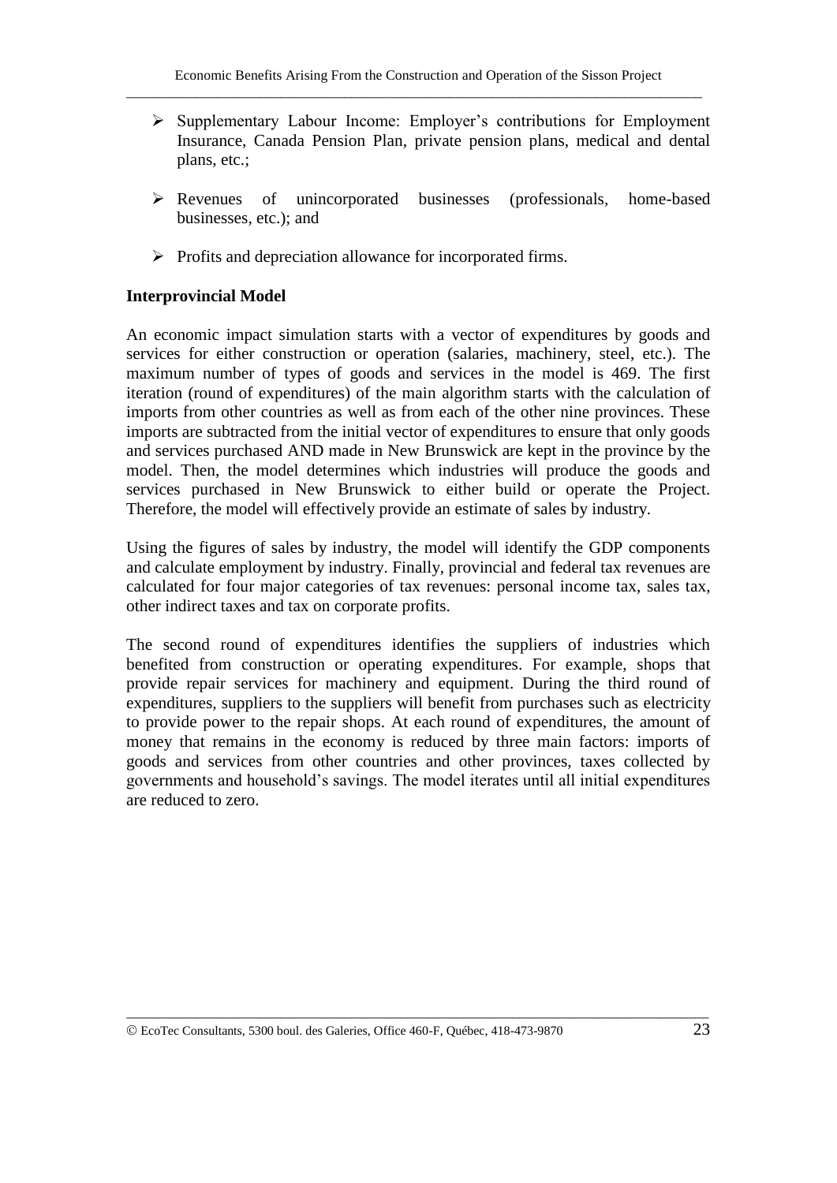- Supplementary Labour Income: Employer's contributions for Employment Insurance, Canada Pension Plan, private pension plans, medical and dental plans, etc.;

- Revenues of unincorporated businesses (professionals, home-based businesses, etc.); and

- Profits and depreciation allowance for incorporated firms.

**Interprovincial Model**

An economic impact simulation starts with a vector of expenditures by goods and services for either construction or operation (salaries, machinery, steel, etc.). The maximum number of types of goods and services in the model is 469. The first iteration (round of expenditures) of the main algorithm starts with the calculation of imports from other countries as well as from each of the other nine provinces. These imports are subtracted from the initial vector of expenditures to ensure that only goods and services purchased AND made in New Brunswick are kept in the province by the model. Then, the model determines which industries will produce the goods and services purchased in New Brunswick to either build or operate the Project. Therefore, the model will effectively provide an estimate of sales by industry.

Using the figures of sales by industry, the model will identify the GDP components and calculate employment by industry. Finally, provincial and federal tax revenues are calculated for four major categories of tax revenues: personal income tax, sales tax, other indirect taxes and tax on corporate profits.

The second round of expenditures identifies the suppliers of industries which benefited from construction or operating expenditures. For example, shops that provide repair services for machinery and equipment. During the third round of expenditures, suppliers to the suppliers will benefit from purchases such as electricity to provide power to the repair shops. At each round of expenditures, the amount of money that remains in the economy is reduced by three main factors: imports of goods and services from other countries and other provinces, taxes collected by governments and household's savings. The model iterates until all initial expenditures are reduced to zero.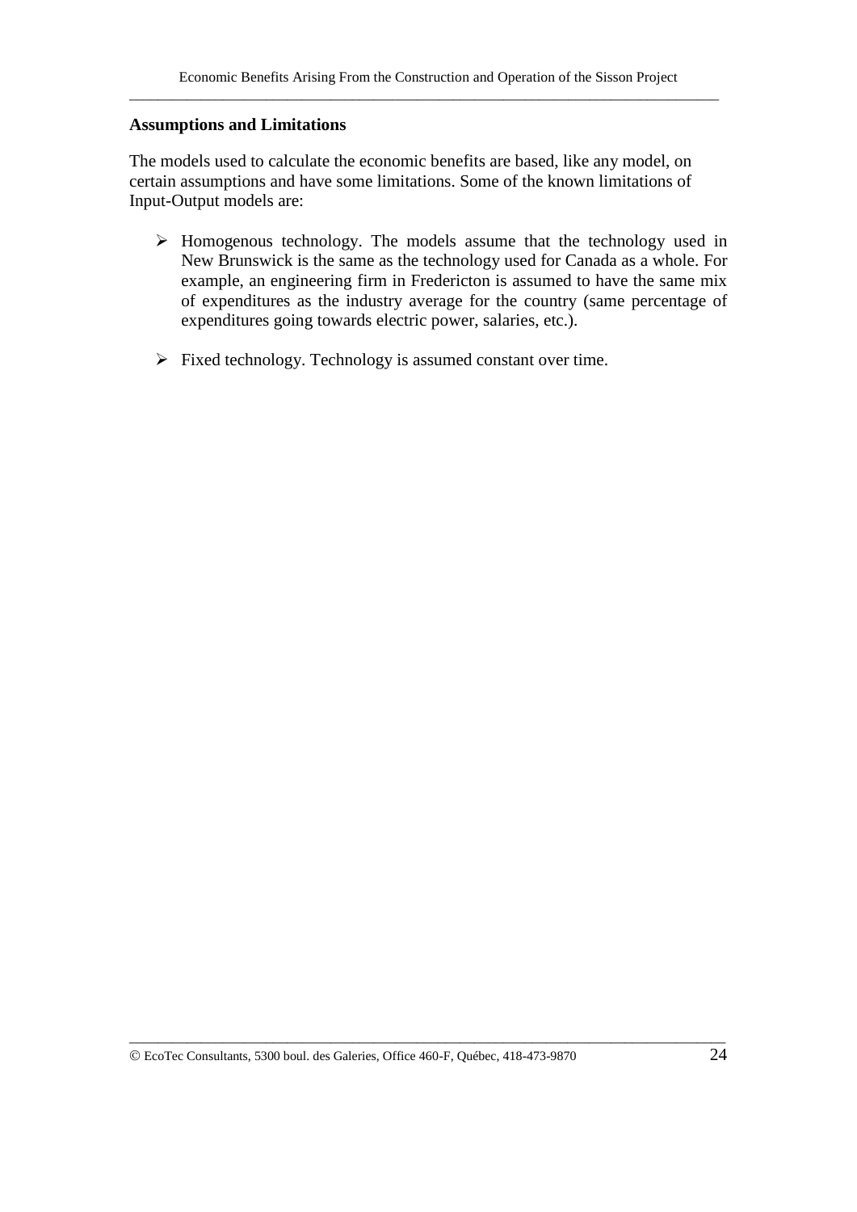**Assumptions and Limitations**

The models used to calculate the economic benefits are based, like any model, on certain assumptions and have some limitations. Some of the known limitations of Input-Output models are:

- Homogenous technology. The models assume that the technology used in New Brunswick is the same as the technology used for Canada as a whole. For example, an engineering firm in Fredericton is assumed to have the same mix of expenditures as the industry average for the country (same percentage of expenditures going towards electric power, salaries, etc.).

- Fixed technology. Technology is assumed constant over time.